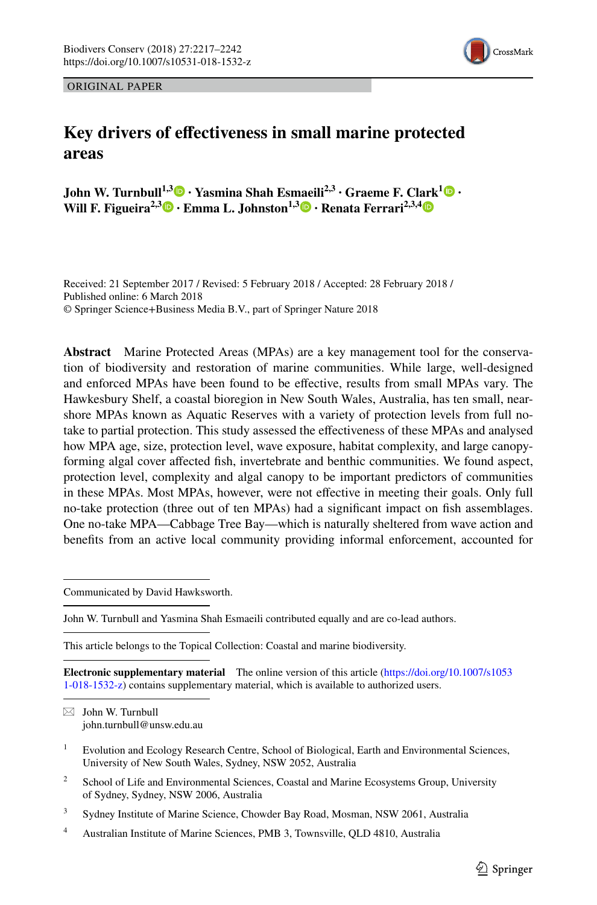ORIGINAL PAPER

# Key drivers of effectiveness in small marine protected areas

**John W. Turnbull[1,3] · Yasmina Shah Esmaeili[2,3] · Graeme F. Clark[1] · Will F. Figueira[2,3] · Emma L. Johnston[1,3] · Renata Ferrari[2,3,4]**

Received: 21 September 2017 / Revised: 5 February 2018 / Accepted: 28 February 2018 / Published online: 6 March 2018
© Springer Science+Business Media B.V., part of Springer Nature 2018

**Abstract** Marine Protected Areas (MPAs) are a key management tool for the conservation of biodiversity and restoration of marine communities. While large, well-designed and enforced MPAs have been found to be effective, results from small MPAs vary. The Hawkesbury Shelf, a coastal bioregion in New South Wales, Australia, has ten small, near-shore MPAs known as Aquatic Reserves with a variety of protection levels from full no-take to partial protection. This study assessed the effectiveness of these MPAs and analysed how MPA age, size, protection level, wave exposure, habitat complexity, and large canopy-forming algal cover affected fish, invertebrate and benthic communities. We found aspect, protection level, complexity and algal canopy to be important predictors of communities in these MPAs. Most MPAs, however, were not effective in meeting their goals. Only full no-take protection (three out of ten MPAs) had a significant impact on fish assemblages. One no-take MPA—Cabbage Tree Bay—which is naturally sheltered from wave action and benefits from an active local community providing informal enforcement, accounted for

---

Communicated by David Hawksworth.

John W. Turnbull and Yasmina Shah Esmaeili contributed equally and are co-lead authors.

This article belongs to the Topical Collection: Coastal and marine biodiversity.

**Electronic supplementary material** The online version of this article (https://doi.org/10.1007/s10531-018-1532-z) contains supplementary material, which is available to authorized users.

✉ John W. Turnbull
john.turnbull@unsw.edu.au

1. Evolution and Ecology Research Centre, School of Biological, Earth and Environmental Sciences, University of New South Wales, Sydney, NSW 2052, Australia
2. School of Life and Environmental Sciences, Coastal and Marine Ecosystems Group, University of Sydney, Sydney, NSW 2006, Australia
3. Sydney Institute of Marine Science, Chowder Bay Road, Mosman, NSW 2061, Australia
4. Australian Institute of Marine Sciences, PMB 3, Townsville, QLD 4810, Australia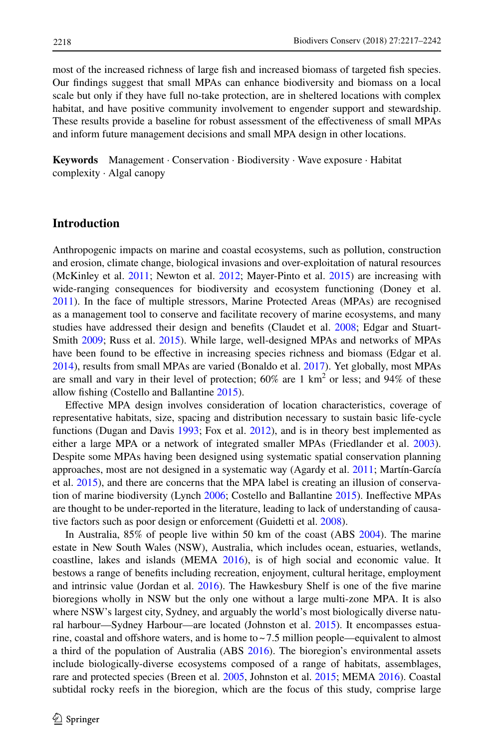most of the increased richness of large fish and increased biomass of targeted fish species. Our findings suggest that small MPAs can enhance biodiversity and biomass on a local scale but only if they have full no-take protection, are in sheltered locations with complex habitat, and have positive community involvement to engender support and stewardship. These results provide a baseline for robust assessment of the effectiveness of small MPAs and inform future management decisions and small MPA design in other locations.

**Keywords** Management · Conservation · Biodiversity · Wave exposure · Habitat complexity · Algal canopy

## Introduction

Anthropogenic impacts on marine and coastal ecosystems, such as pollution, construction and erosion, climate change, biological invasions and over-exploitation of natural resources (McKinley et al. 2011; Newton et al. 2012; Mayer-Pinto et al. 2015) are increasing with wide-ranging consequences for biodiversity and ecosystem functioning (Doney et al. 2011). In the face of multiple stressors, Marine Protected Areas (MPAs) are recognised as a management tool to conserve and facilitate recovery of marine ecosystems, and many studies have addressed their design and benefits (Claudet et al. 2008; Edgar and Stuart-Smith 2009; Russ et al. 2015). While large, well-designed MPAs and networks of MPAs have been found to be effective in increasing species richness and biomass (Edgar et al. 2014), results from small MPAs are varied (Bonaldo et al. 2017). Yet globally, most MPAs are small and vary in their level of protection; 60% are 1 km$^2$ or less; and 94% of these allow fishing (Costello and Ballantine 2015).

Effective MPA design involves consideration of location characteristics, coverage of representative habitats, size, spacing and distribution necessary to sustain basic life-cycle functions (Dugan and Davis 1993; Fox et al. 2012), and is in theory best implemented as either a large MPA or a network of integrated smaller MPAs (Friedlander et al. 2003). Despite some MPAs having been designed using systematic spatial conservation planning approaches, most are not designed in a systematic way (Agardy et al. 2011; Martín-García et al. 2015), and there are concerns that the MPA label is creating an illusion of conservation of marine biodiversity (Lynch 2006; Costello and Ballantine 2015). Ineffective MPAs are thought to be under-reported in the literature, leading to lack of understanding of causative factors such as poor design or enforcement (Guidetti et al. 2008).

In Australia, 85% of people live within 50 km of the coast (ABS 2004). The marine estate in New South Wales (NSW), Australia, which includes ocean, estuaries, wetlands, coastline, lakes and islands (MEMA 2016), is of high social and economic value. It bestows a range of benefits including recreation, enjoyment, cultural heritage, employment and intrinsic value (Jordan et al. 2016). The Hawkesbury Shelf is one of the five marine bioregions wholly in NSW but the only one without a large multi-zone MPA. It is also where NSW's largest city, Sydney, and arguably the world's most biologically diverse natural harbour—Sydney Harbour—are located (Johnston et al. 2015). It encompasses estuarine, coastal and offshore waters, and is home to ~7.5 million people—equivalent to almost a third of the population of Australia (ABS 2016). The bioregion's environmental assets include biologically-diverse ecosystems composed of a range of habitats, assemblages, rare and protected species (Breen et al. 2005, Johnston et al. 2015; MEMA 2016). Coastal subtidal rocky reefs in the bioregion, which are the focus of this study, comprise large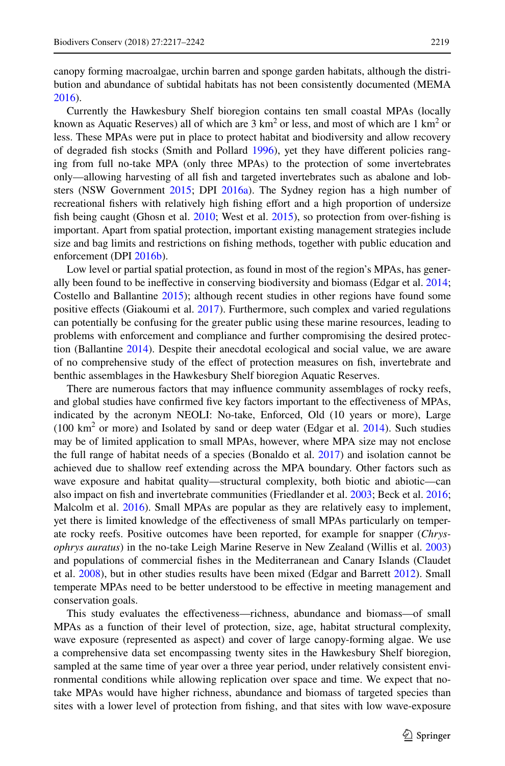canopy forming macroalgae, urchin barren and sponge garden habitats, although the distribution and abundance of subtidal habitats has not been consistently documented (MEMA 2016).

Currently the Hawkesbury Shelf bioregion contains ten small coastal MPAs (locally known as Aquatic Reserves) all of which are 3 $km^2$ or less, and most of which are 1 $km^2$ or less. These MPAs were put in place to protect habitat and biodiversity and allow recovery of degraded fish stocks (Smith and Pollard 1996), yet they have different policies ranging from full no-take MPA (only three MPAs) to the protection of some invertebrates only—allowing harvesting of all fish and targeted invertebrates such as abalone and lobsters (NSW Government 2015; DPI 2016a). The Sydney region has a high number of recreational fishers with relatively high fishing effort and a high proportion of undersize fish being caught (Ghosn et al. 2010; West et al. 2015), so protection from over-fishing is important. Apart from spatial protection, important existing management strategies include size and bag limits and restrictions on fishing methods, together with public education and enforcement (DPI 2016b).

Low level or partial spatial protection, as found in most of the region's MPAs, has generally been found to be ineffective in conserving biodiversity and biomass (Edgar et al. 2014; Costello and Ballantine 2015); although recent studies in other regions have found some positive effects (Giakoumi et al. 2017). Furthermore, such complex and varied regulations can potentially be confusing for the greater public using these marine resources, leading to problems with enforcement and compliance and further compromising the desired protection (Ballantine 2014). Despite their anecdotal ecological and social value, we are aware of no comprehensive study of the effect of protection measures on fish, invertebrate and benthic assemblages in the Hawkesbury Shelf bioregion Aquatic Reserves.

There are numerous factors that may influence community assemblages of rocky reefs, and global studies have confirmed five key factors important to the effectiveness of MPAs, indicated by the acronym NEOLI: No-take, Enforced, Old (10 years or more), Large (100 $km^2$ or more) and Isolated by sand or deep water (Edgar et al. 2014). Such studies may be of limited application to small MPAs, however, where MPA size may not enclose the full range of habitat needs of a species (Bonaldo et al. 2017) and isolation cannot be achieved due to shallow reef extending across the MPA boundary. Other factors such as wave exposure and habitat quality—structural complexity, both biotic and abiotic—can also impact on fish and invertebrate communities (Friedlander et al. 2003; Beck et al. 2016; Malcolm et al. 2016). Small MPAs are popular as they are relatively easy to implement, yet there is limited knowledge of the effectiveness of small MPAs particularly on temperate rocky reefs. Positive outcomes have been reported, for example for snapper (*Chrysophrys auratus*) in the no-take Leigh Marine Reserve in New Zealand (Willis et al. 2003) and populations of commercial fishes in the Mediterranean and Canary Islands (Claudet et al. 2008), but in other studies results have been mixed (Edgar and Barrett 2012). Small temperate MPAs need to be better understood to be effective in meeting management and conservation goals.

This study evaluates the effectiveness—richness, abundance and biomass—of small MPAs as a function of their level of protection, size, age, habitat structural complexity, wave exposure (represented as aspect) and cover of large canopy-forming algae. We use a comprehensive data set encompassing twenty sites in the Hawkesbury Shelf bioregion, sampled at the same time of year over a three year period, under relatively consistent environmental conditions while allowing replication over space and time. We expect that no-take MPAs would have higher richness, abundance and biomass of targeted species than sites with a lower level of protection from fishing, and that sites with low wave-exposure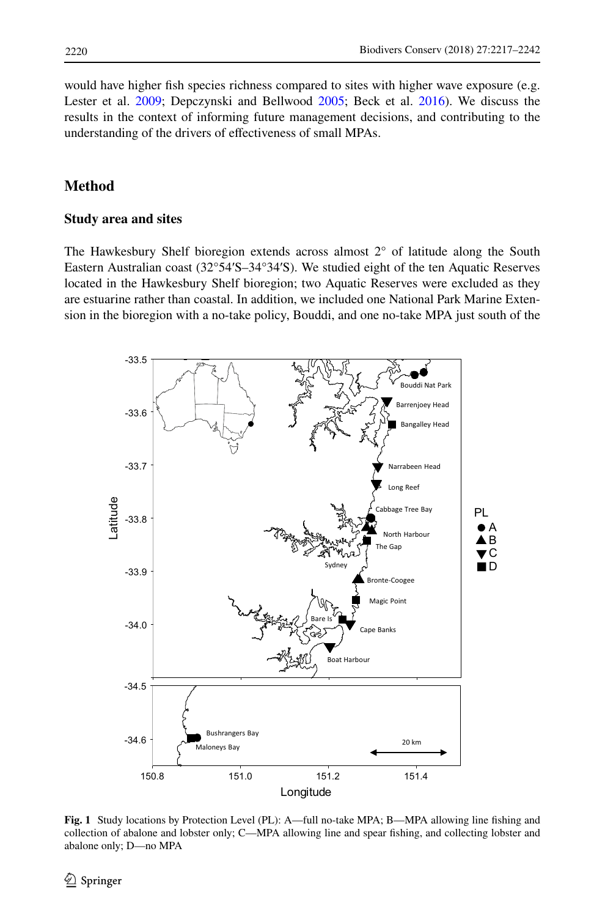would have higher fish species richness compared to sites with higher wave exposure (e.g. Lester et al. 2009; Depczynski and Bellwood 2005; Beck et al. 2016). We discuss the results in the context of informing future management decisions, and contributing to the understanding of the drivers of effectiveness of small MPAs.

## Method

### Study area and sites

The Hawkesbury Shelf bioregion extends across almost 2° of latitude along the South Eastern Australian coast (32°54′S–34°34′S). We studied eight of the ten Aquatic Reserves located in the Hawkesbury Shelf bioregion; two Aquatic Reserves were excluded as they are estuarine rather than coastal. In addition, we included one National Park Marine Extension in the bioregion with a no-take policy, Bouddi, and one no-take MPA just south of the

-33.5
-33.6
-33.7
-33.8
-33.9
-34.0
-34.5
-34.6
Latitude
150.8
151.0
151.2
151.4
Longitude
Bouddi Nat Park
Barrenjoey Head
Bangalley Head
Narrabeen Head
Long Reef
Cabbage Tree Bay
North Harbour
The Gap
Sydney
Bronte-Coogee
Magic Point
Bare Is
Cape Banks
Boat Harbour
Bushrangers Bay
Maloneys Bay
20 km
PL
A
B
C
D

**Fig. 1** Study locations by Protection Level (PL): A—full no-take MPA; B—MPA allowing line fishing and collection of abalone and lobster only; C—MPA allowing line and spear fishing, and collecting lobster and abalone only; D—no MPA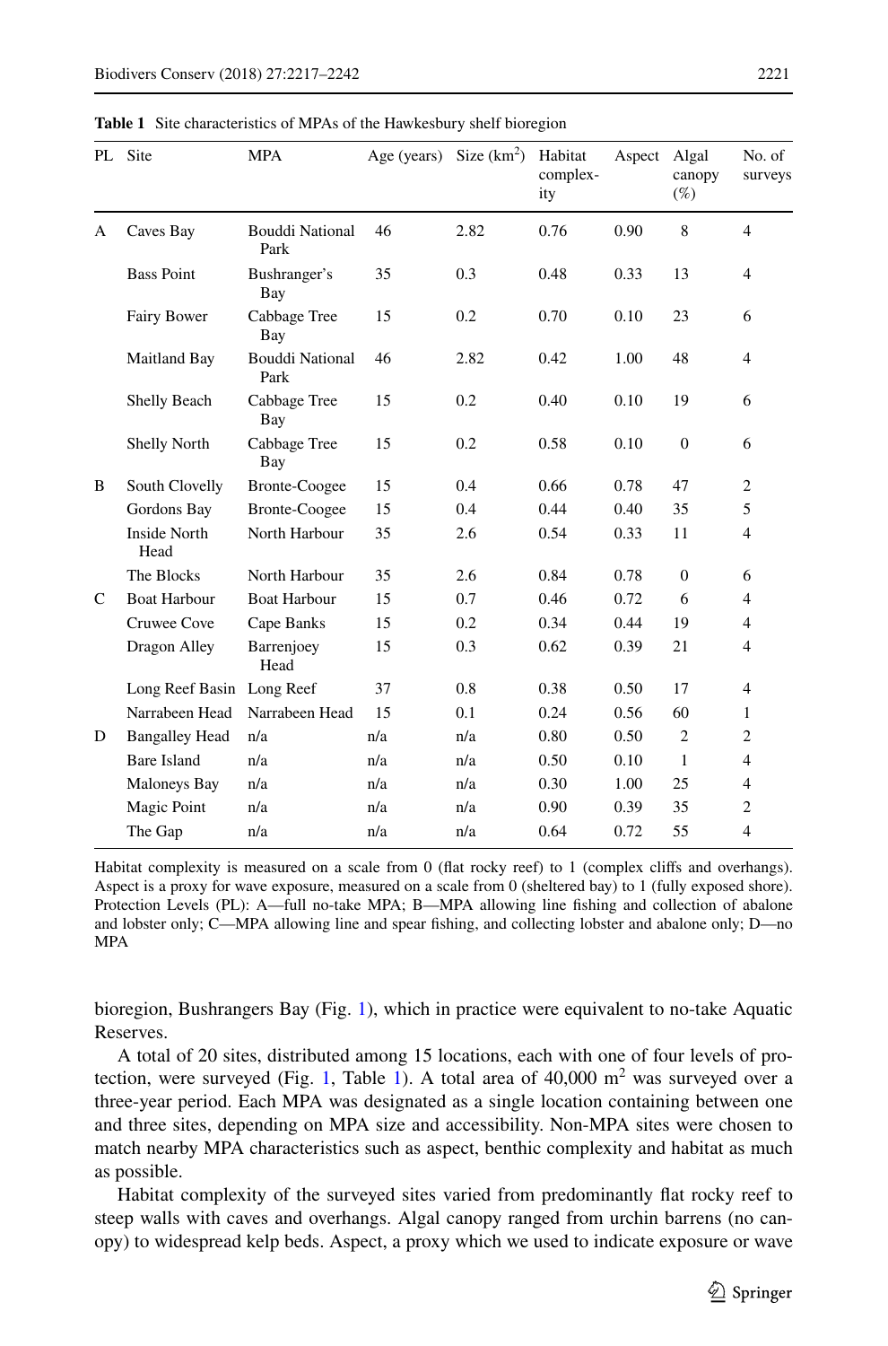**Table 1** Site characteristics of MPAs of the Hawkesbury shelf bioregion

| PL | Site | MPA | Age (years) | Size ($km^2$) | Habitat complexity | Aspect | Algal canopy (%) | No. of surveys |
|---|---|---|---|---|---|---|---|---|
| A | Caves Bay | Bouddi National Park | 46 | 2.82 | 0.76 | 0.90 | 8 | 4 |
| | Bass Point | Bushranger's Bay | 35 | 0.3 | 0.48 | 0.33 | 13 | 4 |
| | Fairy Bower | Cabbage Tree Bay | 15 | 0.2 | 0.70 | 0.10 | 23 | 6 |
| | Maitland Bay | Bouddi National Park | 46 | 2.82 | 0.42 | 1.00 | 48 | 4 |
| | Shelly Beach | Cabbage Tree Bay | 15 | 0.2 | 0.40 | 0.10 | 19 | 6 |
| | Shelly North | Cabbage Tree Bay | 15 | 0.2 | 0.58 | 0.10 | 0 | 6 |
| B | South Clovelly | Bronte-Coogee | 15 | 0.4 | 0.66 | 0.78 | 47 | 2 |
| | Gordons Bay | Bronte-Coogee | 15 | 0.4 | 0.44 | 0.40 | 35 | 5 |
| | Inside North Head | North Harbour | 35 | 2.6 | 0.54 | 0.33 | 11 | 4 |
| | The Blocks | North Harbour | 35 | 2.6 | 0.84 | 0.78 | 0 | 6 |
| C | Boat Harbour | Boat Harbour | 15 | 0.7 | 0.46 | 0.72 | 6 | 4 |
| | Cruwee Cove | Cape Banks | 15 | 0.2 | 0.34 | 0.44 | 19 | 4 |
| | Dragon Alley | Barrenjoey Head | 15 | 0.3 | 0.62 | 0.39 | 21 | 4 |
| | Long Reef Basin | Long Reef | 37 | 0.8 | 0.38 | 0.50 | 17 | 4 |
| | Narrabeen Head | Narrabeen Head | 15 | 0.1 | 0.24 | 0.56 | 60 | 1 |
| D | Bangalley Head | n/a | n/a | n/a | 0.80 | 0.50 | 2 | 2 |
| | Bare Island | n/a | n/a | n/a | 0.50 | 0.10 | 1 | 4 |
| | Maloneys Bay | n/a | n/a | n/a | 0.30 | 1.00 | 25 | 4 |
| | Magic Point | n/a | n/a | n/a | 0.90 | 0.39 | 35 | 2 |
| | The Gap | n/a | n/a | n/a | 0.64 | 0.72 | 55 | 4 |

Habitat complexity is measured on a scale from 0 (flat rocky reef) to 1 (complex cliffs and overhangs). Aspect is a proxy for wave exposure, measured on a scale from 0 (sheltered bay) to 1 (fully exposed shore). Protection Levels (PL): A—full no-take MPA; B—MPA allowing line fishing and collection of abalone and lobster only; C—MPA allowing line and spear fishing, and collecting lobster and abalone only; D—no MPA

bioregion, Bushrangers Bay (Fig. 1), which in practice were equivalent to no-take Aquatic Reserves.

A total of 20 sites, distributed among 15 locations, each with one of four levels of protection, were surveyed (Fig. 1, Table 1). A total area of 40,000 $m^2$ was surveyed over a three-year period. Each MPA was designated as a single location containing between one and three sites, depending on MPA size and accessibility. Non-MPA sites were chosen to match nearby MPA characteristics such as aspect, benthic complexity and habitat as much as possible.

Habitat complexity of the surveyed sites varied from predominantly flat rocky reef to steep walls with caves and overhangs. Algal canopy ranged from urchin barrens (no canopy) to widespread kelp beds. Aspect, a proxy which we used to indicate exposure or wave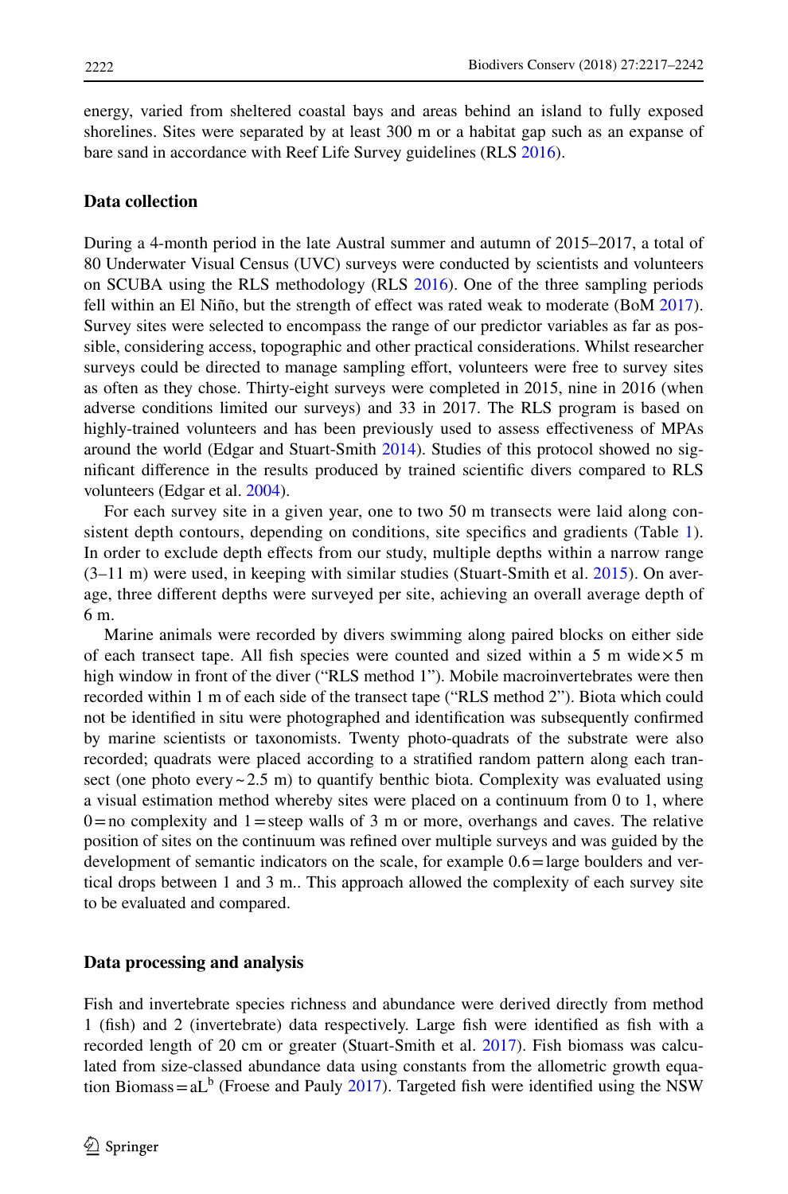energy, varied from sheltered coastal bays and areas behind an island to fully exposed shorelines. Sites were separated by at least 300 m or a habitat gap such as an expanse of bare sand in accordance with Reef Life Survey guidelines (RLS 2016).

## Data collection

During a 4-month period in the late Austral summer and autumn of 2015–2017, a total of 80 Underwater Visual Census (UVC) surveys were conducted by scientists and volunteers on SCUBA using the RLS methodology (RLS 2016). One of the three sampling periods fell within an El Niño, but the strength of effect was rated weak to moderate (BoM 2017). Survey sites were selected to encompass the range of our predictor variables as far as possible, considering access, topographic and other practical considerations. Whilst researcher surveys could be directed to manage sampling effort, volunteers were free to survey sites as often as they chose. Thirty-eight surveys were completed in 2015, nine in 2016 (when adverse conditions limited our surveys) and 33 in 2017. The RLS program is based on highly-trained volunteers and has been previously used to assess effectiveness of MPAs around the world (Edgar and Stuart-Smith 2014). Studies of this protocol showed no significant difference in the results produced by trained scientific divers compared to RLS volunteers (Edgar et al. 2004).

For each survey site in a given year, one to two 50 m transects were laid along consistent depth contours, depending on conditions, site specifics and gradients (Table 1). In order to exclude depth effects from our study, multiple depths within a narrow range (3–11 m) were used, in keeping with similar studies (Stuart-Smith et al. 2015). On average, three different depths were surveyed per site, achieving an overall average depth of 6 m.

Marine animals were recorded by divers swimming along paired blocks on either side of each transect tape. All fish species were counted and sized within a 5 m wide × 5 m high window in front of the diver ("RLS method 1"). Mobile macroinvertebrates were then recorded within 1 m of each side of the transect tape ("RLS method 2"). Biota which could not be identified in situ were photographed and identification was subsequently confirmed by marine scientists or taxonomists. Twenty photo-quadrats of the substrate were also recorded; quadrats were placed according to a stratified random pattern along each transect (one photo every ~ 2.5 m) to quantify benthic biota. Complexity was evaluated using a visual estimation method whereby sites were placed on a continuum from 0 to 1, where 0 = no complexity and 1 = steep walls of 3 m or more, overhangs and caves. The relative position of sites on the continuum was refined over multiple surveys and was guided by the development of semantic indicators on the scale, for example 0.6 = large boulders and vertical drops between 1 and 3 m.. This approach allowed the complexity of each survey site to be evaluated and compared.

## Data processing and analysis

Fish and invertebrate species richness and abundance were derived directly from method 1 (fish) and 2 (invertebrate) data respectively. Large fish were identified as fish with a recorded length of 20 cm or greater (Stuart-Smith et al. 2017). Fish biomass was calculated from size-classed abundance data using constants from the allometric growth equation $\text{Biomass} = aL^b$ (Froese and Pauly 2017). Targeted fish were identified using the NSW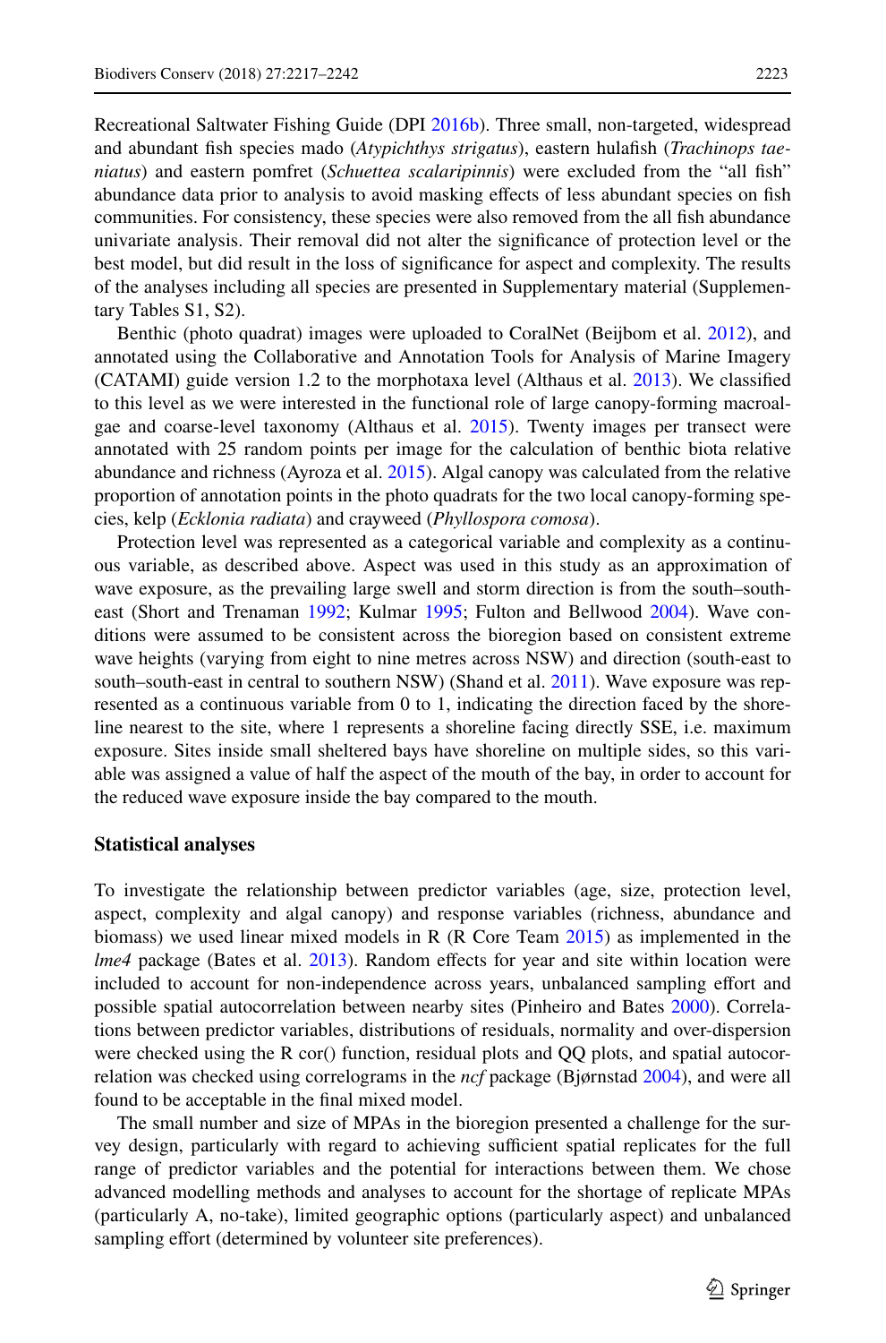Recreational Saltwater Fishing Guide (DPI 2016b). Three small, non-targeted, widespread and abundant fish species mado (*Atypichthys strigatus*), eastern hulafish (*Trachinops taeniatus*) and eastern pomfret (*Schuettea scalaripinnis*) were excluded from the "all fish" abundance data prior to analysis to avoid masking effects of less abundant species on fish communities. For consistency, these species were also removed from the all fish abundance univariate analysis. Their removal did not alter the significance of protection level or the best model, but did result in the loss of significance for aspect and complexity. The results of the analyses including all species are presented in Supplementary material (Supplementary Tables S1, S2).

Benthic (photo quadrat) images were uploaded to CoralNet (Beijbom et al. 2012), and annotated using the Collaborative and Annotation Tools for Analysis of Marine Imagery (CATAMI) guide version 1.2 to the morphotaxa level (Althaus et al. 2013). We classified to this level as we were interested in the functional role of large canopy-forming macroalgae and coarse-level taxonomy (Althaus et al. 2015). Twenty images per transect were annotated with 25 random points per image for the calculation of benthic biota relative abundance and richness (Ayroza et al. 2015). Algal canopy was calculated from the relative proportion of annotation points in the photo quadrats for the two local canopy-forming species, kelp (*Ecklonia radiata*) and crayweed (*Phyllospora comosa*).

Protection level was represented as a categorical variable and complexity as a continuous variable, as described above. Aspect was used in this study as an approximation of wave exposure, as the prevailing large swell and storm direction is from the south–southeast (Short and Trenaman 1992; Kulmar 1995; Fulton and Bellwood 2004). Wave conditions were assumed to be consistent across the bioregion based on consistent extreme wave heights (varying from eight to nine metres across NSW) and direction (south-east to south–south-east in central to southern NSW) (Shand et al. 2011). Wave exposure was represented as a continuous variable from 0 to 1, indicating the direction faced by the shoreline nearest to the site, where 1 represents a shoreline facing directly SSE, i.e. maximum exposure. Sites inside small sheltered bays have shoreline on multiple sides, so this variable was assigned a value of half the aspect of the mouth of the bay, in order to account for the reduced wave exposure inside the bay compared to the mouth.

### Statistical analyses

To investigate the relationship between predictor variables (age, size, protection level, aspect, complexity and algal canopy) and response variables (richness, abundance and biomass) we used linear mixed models in R (R Core Team 2015) as implemented in the *lme4* package (Bates et al. 2013). Random effects for year and site within location were included to account for non-independence across years, unbalanced sampling effort and possible spatial autocorrelation between nearby sites (Pinheiro and Bates 2000). Correlations between predictor variables, distributions of residuals, normality and over-dispersion were checked using the R cor() function, residual plots and QQ plots, and spatial autocorrelation was checked using correlograms in the *ncf* package (Bjørnstad 2004), and were all found to be acceptable in the final mixed model.

The small number and size of MPAs in the bioregion presented a challenge for the survey design, particularly with regard to achieving sufficient spatial replicates for the full range of predictor variables and the potential for interactions between them. We chose advanced modelling methods and analyses to account for the shortage of replicate MPAs (particularly A, no-take), limited geographic options (particularly aspect) and unbalanced sampling effort (determined by volunteer site preferences).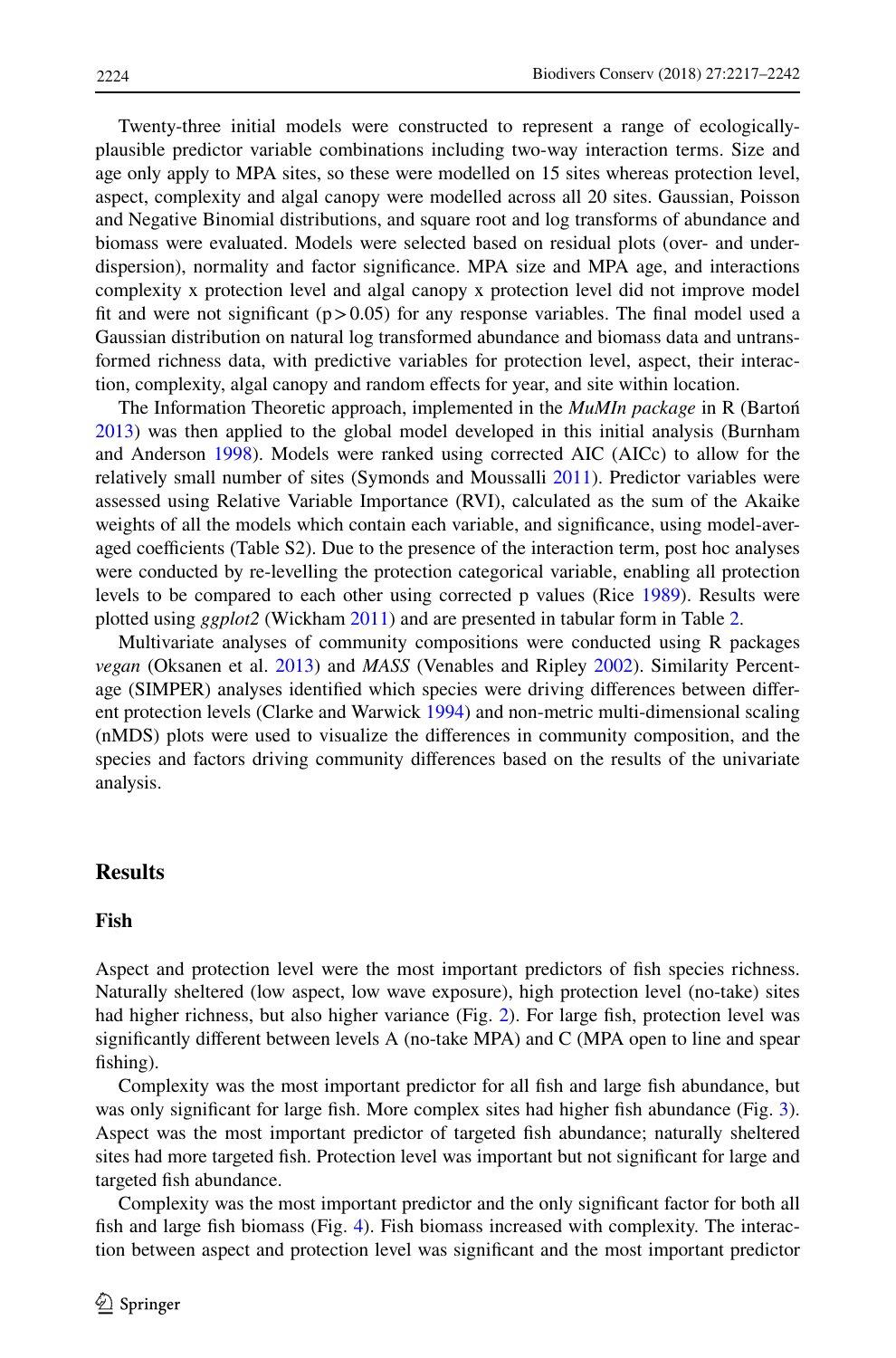Twenty-three initial models were constructed to represent a range of ecologically-plausible predictor variable combinations including two-way interaction terms. Size and age only apply to MPA sites, so these were modelled on 15 sites whereas protection level, aspect, complexity and algal canopy were modelled across all 20 sites. Gaussian, Poisson and Negative Binomial distributions, and square root and log transforms of abundance and biomass were evaluated. Models were selected based on residual plots (over- and under-dispersion), normality and factor significance. MPA size and MPA age, and interactions complexity x protection level and algal canopy x protection level did not improve model fit and were not significant ($p > 0.05$) for any response variables. The final model used a Gaussian distribution on natural log transformed abundance and biomass data and untransformed richness data, with predictive variables for protection level, aspect, their interaction, complexity, algal canopy and random effects for year, and site within location.

The Information Theoretic approach, implemented in the *MuMIn package* in R (Bartoń 2013) was then applied to the global model developed in this initial analysis (Burnham and Anderson 1998). Models were ranked using corrected AIC (AICc) to allow for the relatively small number of sites (Symonds and Moussalli 2011). Predictor variables were assessed using Relative Variable Importance (RVI), calculated as the sum of the Akaike weights of all the models which contain each variable, and significance, using model-averaged coefficients (Table S2). Due to the presence of the interaction term, post hoc analyses were conducted by re-levelling the protection categorical variable, enabling all protection levels to be compared to each other using corrected p values (Rice 1989). Results were plotted using *ggplot2* (Wickham 2011) and are presented in tabular form in Table 2.

Multivariate analyses of community compositions were conducted using R packages *vegan* (Oksanen et al. 2013) and *MASS* (Venables and Ripley 2002). Similarity Percentage (SIMPER) analyses identified which species were driving differences between different protection levels (Clarke and Warwick 1994) and non-metric multi-dimensional scaling (nMDS) plots were used to visualize the differences in community composition, and the species and factors driving community differences based on the results of the univariate analysis.

## Results

### Fish

Aspect and protection level were the most important predictors of fish species richness. Naturally sheltered (low aspect, low wave exposure), high protection level (no-take) sites had higher richness, but also higher variance (Fig. 2). For large fish, protection level was significantly different between levels A (no-take MPA) and C (MPA open to line and spear fishing).

Complexity was the most important predictor for all fish and large fish abundance, but was only significant for large fish. More complex sites had higher fish abundance (Fig. 3). Aspect was the most important predictor of targeted fish abundance; naturally sheltered sites had more targeted fish. Protection level was important but not significant for large and targeted fish abundance.

Complexity was the most important predictor and the only significant factor for both all fish and large fish biomass (Fig. 4). Fish biomass increased with complexity. The interaction between aspect and protection level was significant and the most important predictor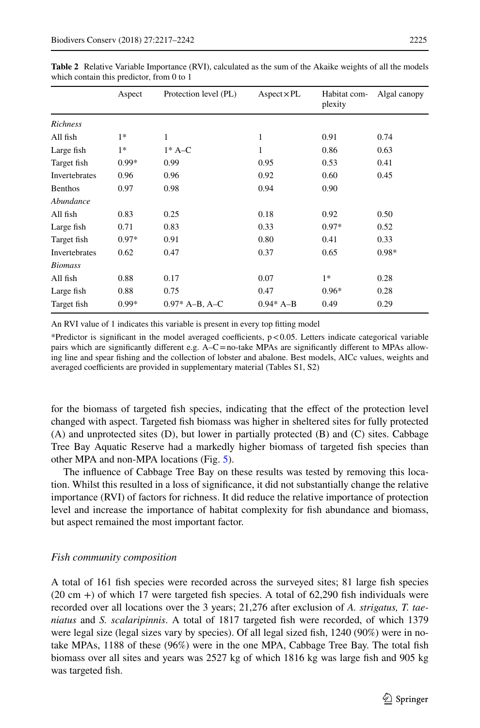**Table 2** Relative Variable Importance (RVI), calculated as the sum of the Akaike weights of all the models which contain this predictor, from 0 to 1

| | Aspect | Protection level (PL) | Aspect × PL | Habitat complexity | Algal canopy |
|---|---|---|---|---|---|
| *Richness* | | | | | |
| All fish | 1* | 1 | 1 | 0.91 | 0.74 |
| Large fish | 1* | 1* A–C | 1 | 0.86 | 0.63 |
| Target fish | 0.99* | 0.99 | 0.95 | 0.53 | 0.41 |
| Invertebrates | 0.96 | 0.96 | 0.92 | 0.60 | 0.45 |
| Benthos | 0.97 | 0.98 | 0.94 | 0.90 | |
| *Abundance* | | | | | |
| All fish | 0.83 | 0.25 | 0.18 | 0.92 | 0.50 |
| Large fish | 0.71 | 0.83 | 0.33 | 0.97* | 0.52 |
| Target fish | 0.97* | 0.91 | 0.80 | 0.41 | 0.33 |
| Invertebrates | 0.62 | 0.47 | 0.37 | 0.65 | 0.98* |
| *Biomass* | | | | | |
| All fish | 0.88 | 0.17 | 0.07 | 1* | 0.28 |
| Large fish | 0.88 | 0.75 | 0.47 | 0.96* | 0.28 |
| Target fish | 0.99* | 0.97* A–B, A–C | 0.94* A–B | 0.49 | 0.29 |

An RVI value of 1 indicates this variable is present in every top fitting model

*Predictor is significant in the model averaged coefficients, $p < 0.05$. Letters indicate categorical variable pairs which are significantly different e.g. A–C = no-take MPAs are significantly different to MPAs allowing line and spear fishing and the collection of lobster and abalone. Best models, AICc values, weights and averaged coefficients are provided in supplementary material (Tables S1, S2)

for the biomass of targeted fish species, indicating that the effect of the protection level changed with aspect. Targeted fish biomass was higher in sheltered sites for fully protected (A) and unprotected sites (D), but lower in partially protected (B) and (C) sites. Cabbage Tree Bay Aquatic Reserve had a markedly higher biomass of targeted fish species than other MPA and non-MPA locations (Fig. 5).

The influence of Cabbage Tree Bay on these results was tested by removing this location. Whilst this resulted in a loss of significance, it did not substantially change the relative importance (RVI) of factors for richness. It did reduce the relative importance of protection level and increase the importance of habitat complexity for fish abundance and biomass, but aspect remained the most important factor.

### *Fish community composition*

A total of 161 fish species were recorded across the surveyed sites; 81 large fish species (20 cm +) of which 17 were targeted fish species. A total of 62,290 fish individuals were recorded over all locations over the 3 years; 21,276 after exclusion of *A. strigatus, T. taeniatus* and *S. scalaripinnis*. A total of 1817 targeted fish were recorded, of which 1379 were legal size (legal sizes vary by species). Of all legal sized fish, 1240 (90%) were in no-take MPAs, 1188 of these (96%) were in the one MPA, Cabbage Tree Bay. The total fish biomass over all sites and years was 2527 kg of which 1816 kg was large fish and 905 kg was targeted fish.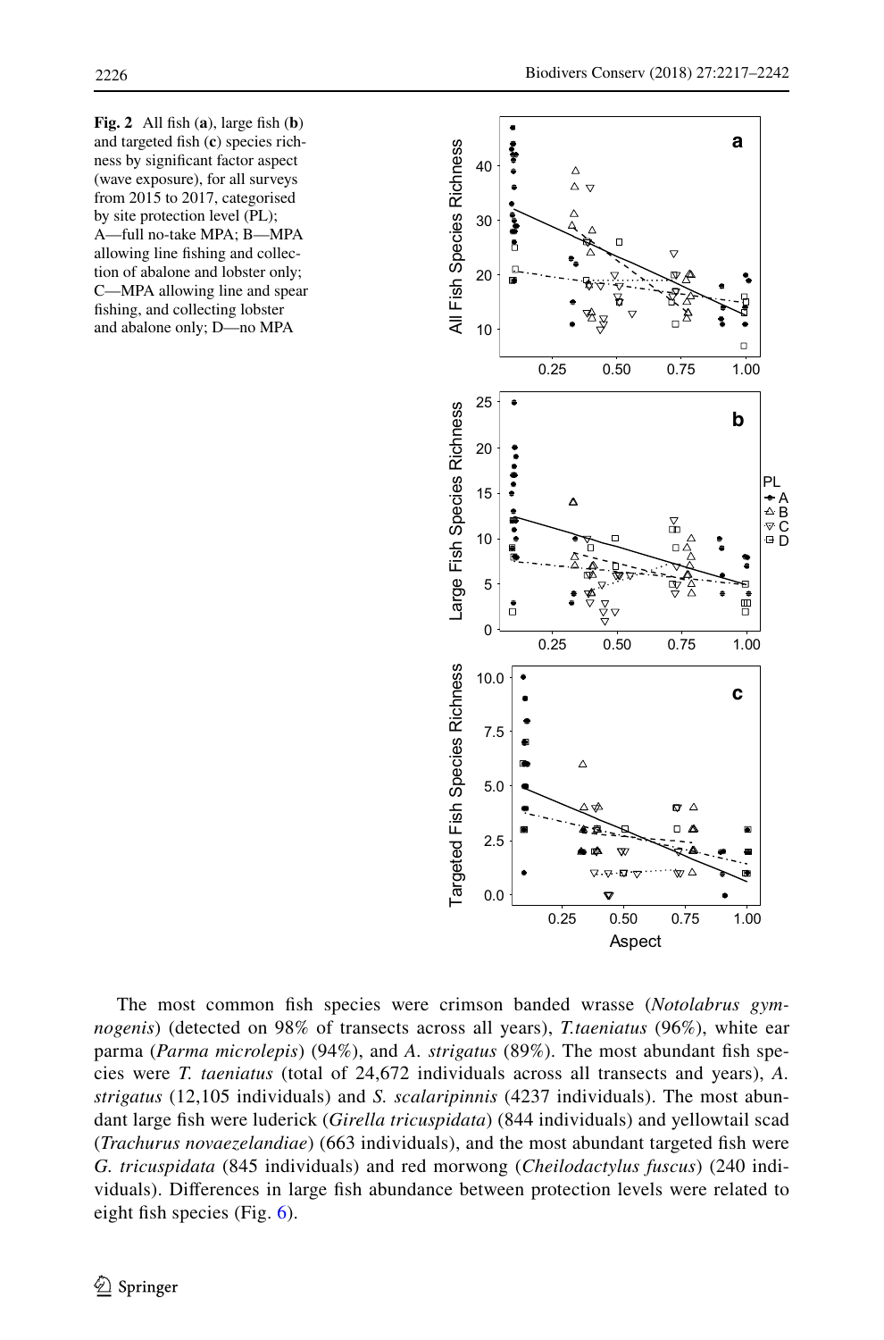**Fig. 2** All fish (**a**), large fish (**b**) and targeted fish (**c**) species richness by significant factor aspect (wave exposure), for all surveys from 2015 to 2017, categorised by site protection level (PL); A—full no-take MPA; B—MPA allowing line fishing and collection of abalone and lobster only; C—MPA allowing line and spear fishing, and collecting lobster and abalone only; D—no MPA

a

All Fish Species Richness

10
20
30
40

0.25 0.50 0.75 1.00

b

Large Fish Species Richness

0
5
10
15
20
25

0.25 0.50 0.75 1.00

PL
A
B
C
D

c

Targeted Fish Species Richness

0.0
2.5
5.0
7.5
10.0

0.25 0.50 0.75 1.00

Aspect

The most common fish species were crimson banded wrasse (*Notolabrus gymnogenis*) (detected on 98% of transects across all years), *T.taeniatus* (96%), white ear parma (*Parma microlepis*) (94%), and *A. strigatus* (89%). The most abundant fish species were *T. taeniatus* (total of 24,672 individuals across all transects and years), *A. strigatus* (12,105 individuals) and *S. scalaripinnis* (4237 individuals). The most abundant large fish were luderick (*Girella tricuspidata*) (844 individuals) and yellowtail scad (*Trachurus novaezelandiae*) (663 individuals), and the most abundant targeted fish were *G. tricuspidata* (845 individuals) and red morwong (*Cheilodactylus fuscus*) (240 individuals). Differences in large fish abundance between protection levels were related to eight fish species (Fig. 6).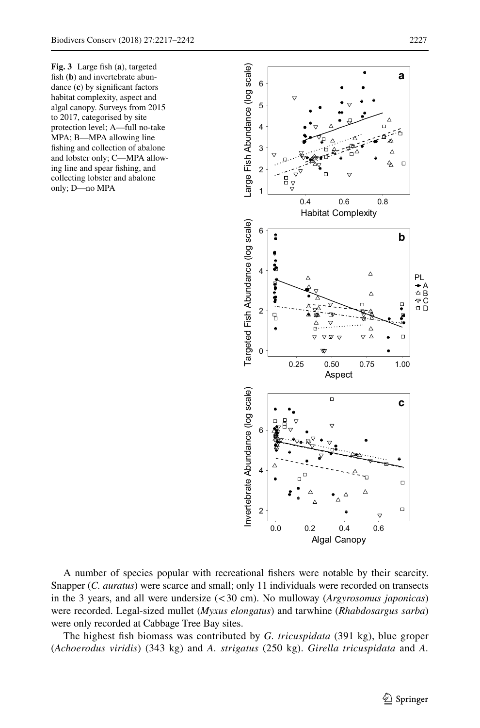**Fig. 3** Large fish (**a**), targeted fish (**b**) and invertebrate abundance (**c**) by significant factors habitat complexity, aspect and algal canopy. Surveys from 2015 to 2017, categorised by site protection level; A—full no-take MPA; B—MPA allowing line fishing and collection of abalone and lobster only; C—MPA allowing line and spear fishing, and collecting lobster and abalone only; D—no MPA

a
Large Fish Abundance (log scale)
1 2 3 4 5 6
0.4 0.6 0.8
Habitat Complexity

b
Targeted Fish Abundance (log scale)
0 2 4 6
0.25 0.50 0.75 1.00
Aspect

PL
A
B
C
D

c
Invertebrate Abundance (log scale)
2 4 6
0.0 0.2 0.4 0.6
Algal Canopy

A number of species popular with recreational fishers were notable by their scarcity. Snapper (*C. auratus*) were scarce and small; only 11 individuals were recorded on transects in the 3 years, and all were undersize (<30 cm). No mulloway (*Argyrosomus japonicas*) were recorded. Legal-sized mullet (*Myxus elongatus*) and tarwhine (*Rhabdosargus sarba*) were only recorded at Cabbage Tree Bay sites.

The highest fish biomass was contributed by *G. tricuspidata* (391 kg), blue groper (*Achoerodus viridis*) (343 kg) and *A. strigatus* (250 kg). *Girella tricuspidata* and *A.*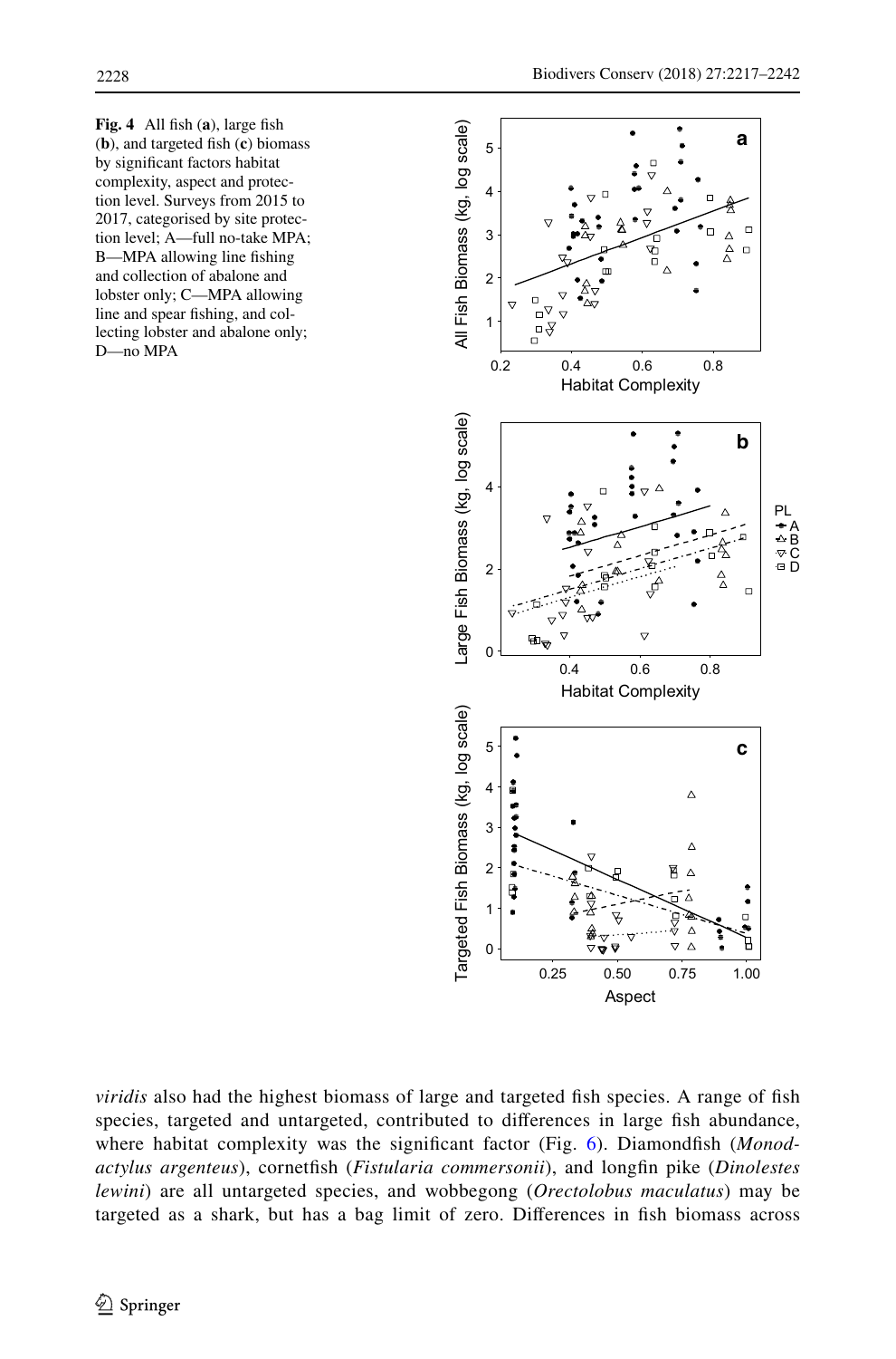**Fig. 4** All fish (**a**), large fish (**b**), and targeted fish (**c**) biomass by significant factors habitat complexity, aspect and protection level. Surveys from 2015 to 2017, categorised by site protection level; A—full no-take MPA; B—MPA allowing line fishing and collection of abalone and lobster only; C—MPA allowing line and spear fishing, and collecting lobster and abalone only; D—no MPA

a
All Fish Biomass (kg, log scale)
1
2
3
4
5
0.2
0.4
0.6
0.8
Habitat Complexity

b
Large Fish Biomass (kg, log scale)
0
2
4
0.4
0.6
0.8
Habitat Complexity

PL
A
B
C
D

c
Targeted Fish Biomass (kg, log scale)
0
1
2
3
4
5
0.25
0.50
0.75
1.00
Aspect

*viridis* also had the highest biomass of large and targeted fish species. A range of fish species, targeted and untargeted, contributed to differences in large fish abundance, where habitat complexity was the significant factor (Fig. 6). Diamondfish (*Monodactylus argenteus*), cornetfish (*Fistularia commersonii*), and longfin pike (*Dinolestes lewini*) are all untargeted species, and wobbegong (*Orectolobus maculatus*) may be targeted as a shark, but has a bag limit of zero. Differences in fish biomass across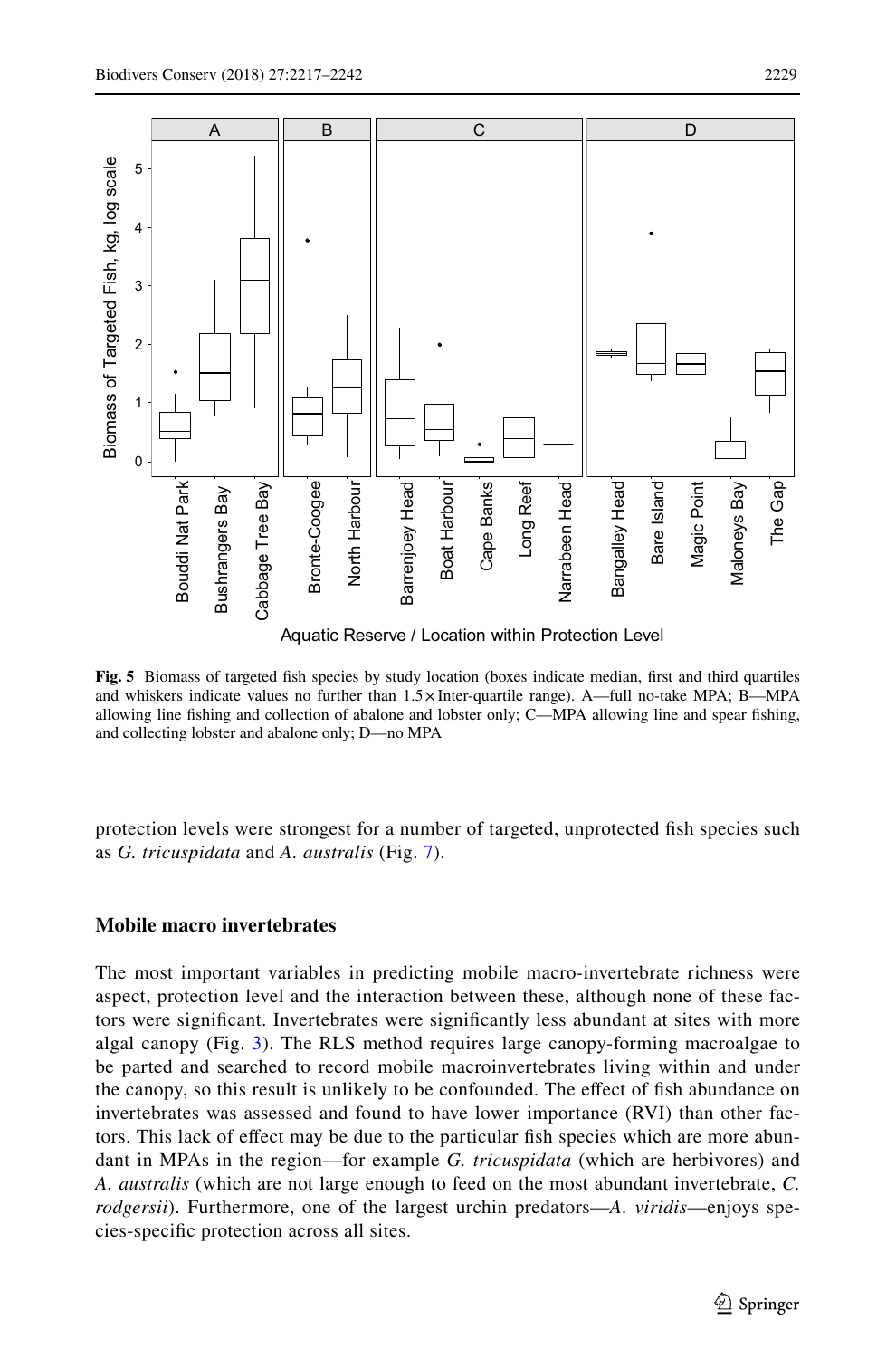**Fig. 5** Biomass of targeted fish species by study location (boxes indicate median, first and third quartiles and whiskers indicate values no further than 1.5 × Inter-quartile range). A—full no-take MPA; B—MPA allowing line fishing and collection of abalone and lobster only; C—MPA allowing line and spear fishing, and collecting lobster and abalone only; D—no MPA

protection levels were strongest for a number of targeted, unprotected fish species such as *G. tricuspidata* and *A. australis* (Fig. 7).

## Mobile macro invertebrates

The most important variables in predicting mobile macro-invertebrate richness were aspect, protection level and the interaction between these, although none of these factors were significant. Invertebrates were significantly less abundant at sites with more algal canopy (Fig. 3). The RLS method requires large canopy-forming macroalgae to be parted and searched to record mobile macroinvertebrates living within and under the canopy, so this result is unlikely to be confounded. The effect of fish abundance on invertebrates was assessed and found to have lower importance (RVI) than other factors. This lack of effect may be due to the particular fish species which are more abundant in MPAs in the region—for example *G. tricuspidata* (which are herbivores) and *A. australis* (which are not large enough to feed on the most abundant invertebrate, *C. rodgersii*). Furthermore, one of the largest urchin predators—*A. viridis*—enjoys species-specific protection across all sites.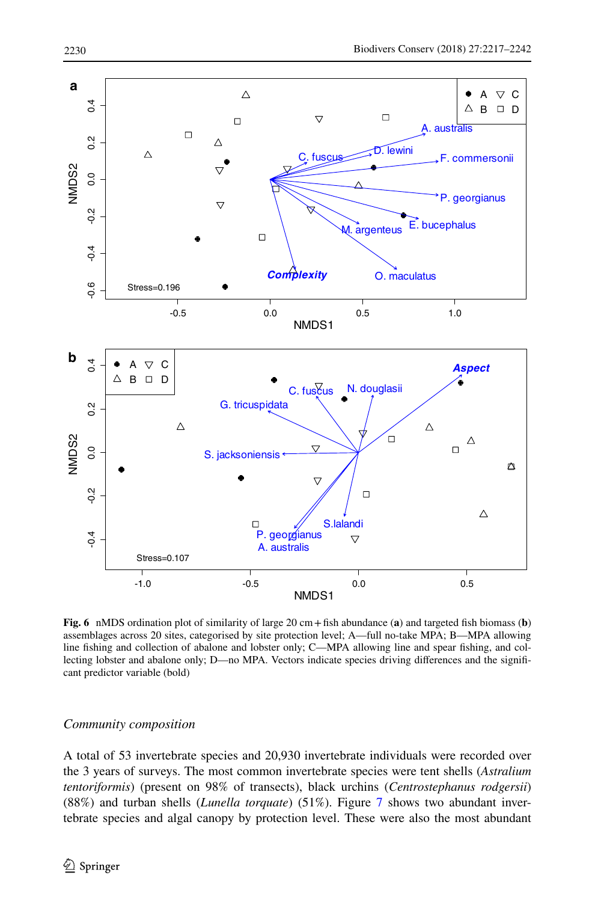a

Stress=0.196

NMDS1

NMDS2

A C
B D

A. australis
D. lewini
C. fuscus
F. commersonii
P. georgianus
E. bucephalus
M. argenteus
**Complexity**
O. maculatus

-0.5 0.0 0.5 1.0

-0.6 -0.4 -0.2 0.0 0.2 0.4

b

Stress=0.107

NMDS1

NMDS2

A C
B D

**Aspect**
C. fuscus
N. douglasii
G. tricuspidata
S. jacksoniensis
S.lalandi
P. georgianus
A. australis

-1.0 -0.5 0.0 0.5

-0.4 -0.2 0.0 0.2 0.4

**Fig. 6** nMDS ordination plot of similarity of large 20 cm + fish abundance (**a**) and targeted fish biomass (**b**) assemblages across 20 sites, categorised by site protection level; A—full no-take MPA; B—MPA allowing line fishing and collection of abalone and lobster only; C—MPA allowing line and spear fishing, and collecting lobster and abalone only; D—no MPA. Vectors indicate species driving differences and the significant predictor variable (bold)

### *Community composition*

A total of 53 invertebrate species and 20,930 invertebrate individuals were recorded over the 3 years of surveys. The most common invertebrate species were tent shells (*Astralium tentoriformis*) (present on 98% of transects), black urchins (*Centrostephanus rodgersii*) (88%) and turban shells (*Lunella torquate*) (51%). Figure 7 shows two abundant invertebrate species and algal canopy by protection level. These were also the most abundant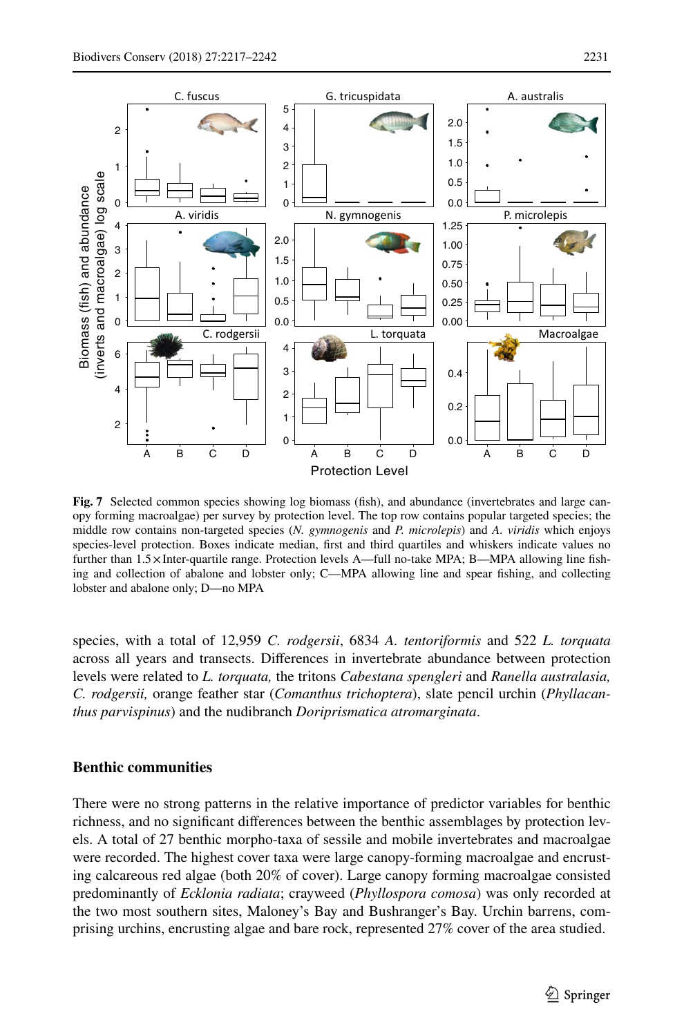C. fuscus
G. tricuspidata
A. australis
A. viridis
N. gymnogenis
P. microlepis
C. rodgersii
L. torquata
Macroalgae

Biomass (fish) and abundance (inverts and macroalgae) log scale

Protection Level

A B C D

**Fig. 7** Selected common species showing log biomass (fish), and abundance (invertebrates and large canopy forming macroalgae) per survey by protection level. The top row contains popular targeted species; the middle row contains non-targeted species (*N. gymnogenis* and *P. microlepis*) and *A. viridis* which enjoys species-level protection. Boxes indicate median, first and third quartiles and whiskers indicate values no further than 1.5 × Inter-quartile range. Protection levels A—full no-take MPA; B—MPA allowing line fishing and collection of abalone and lobster only; C—MPA allowing line and spear fishing, and collecting lobster and abalone only; D—no MPA

species, with a total of 12,959 *C. rodgersii*, 6834 *A. tentoriformis* and 522 *L. torquata* across all years and transects. Differences in invertebrate abundance between protection levels were related to *L. torquata,* the tritons *Cabestana spengleri* and *Ranella australasia, C. rodgersii,* orange feather star (*Comanthus trichoptera*), slate pencil urchin (*Phyllacanthus parvispinus*) and the nudibranch *Doriprismatica atromarginata*.

## Benthic communities

There were no strong patterns in the relative importance of predictor variables for benthic richness, and no significant differences between the benthic assemblages by protection levels. A total of 27 benthic morpho-taxa of sessile and mobile invertebrates and macroalgae were recorded. The highest cover taxa were large canopy-forming macroalgae and encrusting calcareous red algae (both 20% of cover). Large canopy forming macroalgae consisted predominantly of *Ecklonia radiata*; crayweed (*Phyllospora comosa*) was only recorded at the two most southern sites, Maloney's Bay and Bushranger's Bay. Urchin barrens, comprising urchins, encrusting algae and bare rock, represented 27% cover of the area studied.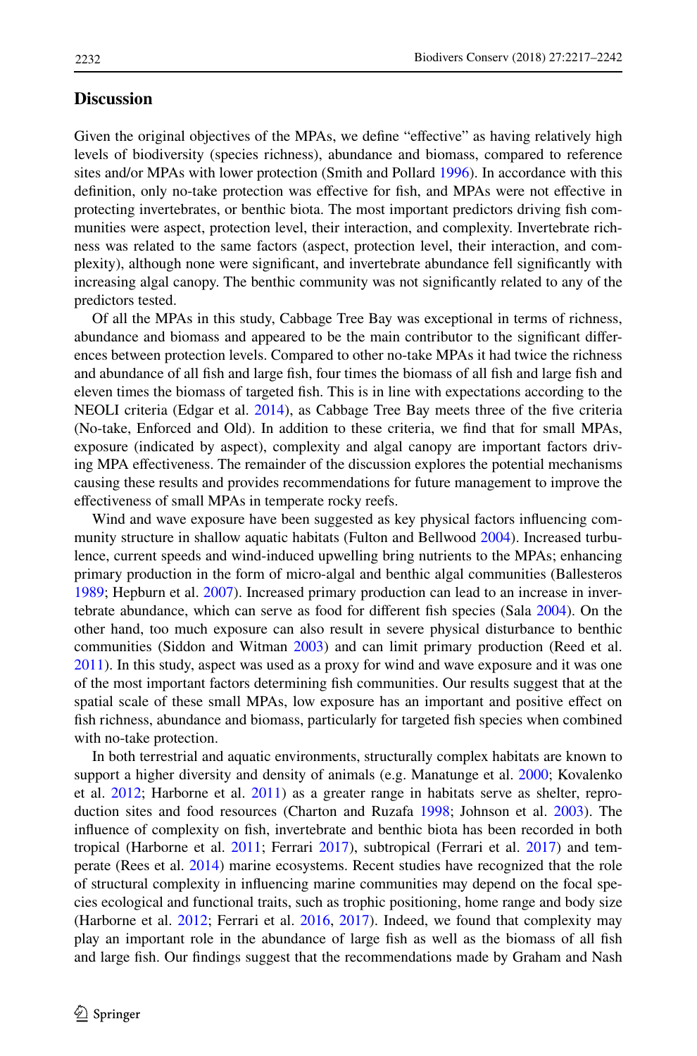## Discussion

Given the original objectives of the MPAs, we define "effective" as having relatively high levels of biodiversity (species richness), abundance and biomass, compared to reference sites and/or MPAs with lower protection (Smith and Pollard 1996). In accordance with this definition, only no-take protection was effective for fish, and MPAs were not effective in protecting invertebrates, or benthic biota. The most important predictors driving fish communities were aspect, protection level, their interaction, and complexity. Invertebrate richness was related to the same factors (aspect, protection level, their interaction, and complexity), although none were significant, and invertebrate abundance fell significantly with increasing algal canopy. The benthic community was not significantly related to any of the predictors tested.

Of all the MPAs in this study, Cabbage Tree Bay was exceptional in terms of richness, abundance and biomass and appeared to be the main contributor to the significant differences between protection levels. Compared to other no-take MPAs it had twice the richness and abundance of all fish and large fish, four times the biomass of all fish and large fish and eleven times the biomass of targeted fish. This is in line with expectations according to the NEOLI criteria (Edgar et al. 2014), as Cabbage Tree Bay meets three of the five criteria (No-take, Enforced and Old). In addition to these criteria, we find that for small MPAs, exposure (indicated by aspect), complexity and algal canopy are important factors driving MPA effectiveness. The remainder of the discussion explores the potential mechanisms causing these results and provides recommendations for future management to improve the effectiveness of small MPAs in temperate rocky reefs.

Wind and wave exposure have been suggested as key physical factors influencing community structure in shallow aquatic habitats (Fulton and Bellwood 2004). Increased turbulence, current speeds and wind-induced upwelling bring nutrients to the MPAs; enhancing primary production in the form of micro-algal and benthic algal communities (Ballesteros 1989; Hepburn et al. 2007). Increased primary production can lead to an increase in invertebrate abundance, which can serve as food for different fish species (Sala 2004). On the other hand, too much exposure can also result in severe physical disturbance to benthic communities (Siddon and Witman 2003) and can limit primary production (Reed et al. 2011). In this study, aspect was used as a proxy for wind and wave exposure and it was one of the most important factors determining fish communities. Our results suggest that at the spatial scale of these small MPAs, low exposure has an important and positive effect on fish richness, abundance and biomass, particularly for targeted fish species when combined with no-take protection.

In both terrestrial and aquatic environments, structurally complex habitats are known to support a higher diversity and density of animals (e.g. Manatunge et al. 2000; Kovalenko et al. 2012; Harborne et al. 2011) as a greater range in habitats serve as shelter, reproduction sites and food resources (Charton and Ruzafa 1998; Johnson et al. 2003). The influence of complexity on fish, invertebrate and benthic biota has been recorded in both tropical (Harborne et al. 2011; Ferrari 2017), subtropical (Ferrari et al. 2017) and temperate (Rees et al. 2014) marine ecosystems. Recent studies have recognized that the role of structural complexity in influencing marine communities may depend on the focal species ecological and functional traits, such as trophic positioning, home range and body size (Harborne et al. 2012; Ferrari et al. 2016, 2017). Indeed, we found that complexity may play an important role in the abundance of large fish as well as the biomass of all fish and large fish. Our findings suggest that the recommendations made by Graham and Nash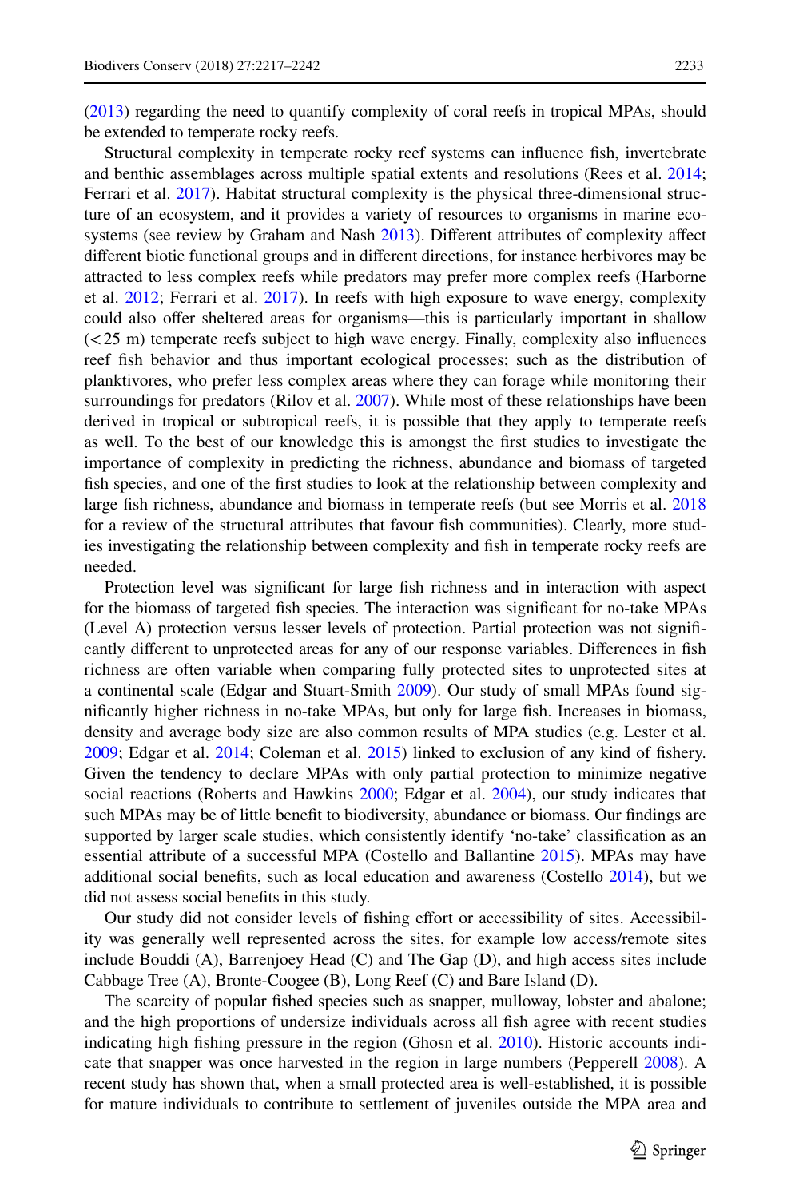(2013) regarding the need to quantify complexity of coral reefs in tropical MPAs, should be extended to temperate rocky reefs.

Structural complexity in temperate rocky reef systems can influence fish, invertebrate and benthic assemblages across multiple spatial extents and resolutions (Rees et al. 2014; Ferrari et al. 2017). Habitat structural complexity is the physical three-dimensional structure of an ecosystem, and it provides a variety of resources to organisms in marine ecosystems (see review by Graham and Nash 2013). Different attributes of complexity affect different biotic functional groups and in different directions, for instance herbivores may be attracted to less complex reefs while predators may prefer more complex reefs (Harborne et al. 2012; Ferrari et al. 2017). In reefs with high exposure to wave energy, complexity could also offer sheltered areas for organisms—this is particularly important in shallow (< 25 m) temperate reefs subject to high wave energy. Finally, complexity also influences reef fish behavior and thus important ecological processes; such as the distribution of planktivores, who prefer less complex areas where they can forage while monitoring their surroundings for predators (Rilov et al. 2007). While most of these relationships have been derived in tropical or subtropical reefs, it is possible that they apply to temperate reefs as well. To the best of our knowledge this is amongst the first studies to investigate the importance of complexity in predicting the richness, abundance and biomass of targeted fish species, and one of the first studies to look at the relationship between complexity and large fish richness, abundance and biomass in temperate reefs (but see Morris et al. 2018 for a review of the structural attributes that favour fish communities). Clearly, more studies investigating the relationship between complexity and fish in temperate rocky reefs are needed.

Protection level was significant for large fish richness and in interaction with aspect for the biomass of targeted fish species. The interaction was significant for no-take MPAs (Level A) protection versus lesser levels of protection. Partial protection was not significantly different to unprotected areas for any of our response variables. Differences in fish richness are often variable when comparing fully protected sites to unprotected sites at a continental scale (Edgar and Stuart-Smith 2009). Our study of small MPAs found significantly higher richness in no-take MPAs, but only for large fish. Increases in biomass, density and average body size are also common results of MPA studies (e.g. Lester et al. 2009; Edgar et al. 2014; Coleman et al. 2015) linked to exclusion of any kind of fishery. Given the tendency to declare MPAs with only partial protection to minimize negative social reactions (Roberts and Hawkins 2000; Edgar et al. 2004), our study indicates that such MPAs may be of little benefit to biodiversity, abundance or biomass. Our findings are supported by larger scale studies, which consistently identify 'no-take' classification as an essential attribute of a successful MPA (Costello and Ballantine 2015). MPAs may have additional social benefits, such as local education and awareness (Costello 2014), but we did not assess social benefits in this study.

Our study did not consider levels of fishing effort or accessibility of sites. Accessibility was generally well represented across the sites, for example low access/remote sites include Bouddi (A), Barrenjoey Head (C) and The Gap (D), and high access sites include Cabbage Tree (A), Bronte-Coogee (B), Long Reef (C) and Bare Island (D).

The scarcity of popular fished species such as snapper, mulloway, lobster and abalone; and the high proportions of undersize individuals across all fish agree with recent studies indicating high fishing pressure in the region (Ghosn et al. 2010). Historic accounts indicate that snapper was once harvested in the region in large numbers (Pepperell 2008). A recent study has shown that, when a small protected area is well-established, it is possible for mature individuals to contribute to settlement of juveniles outside the MPA area and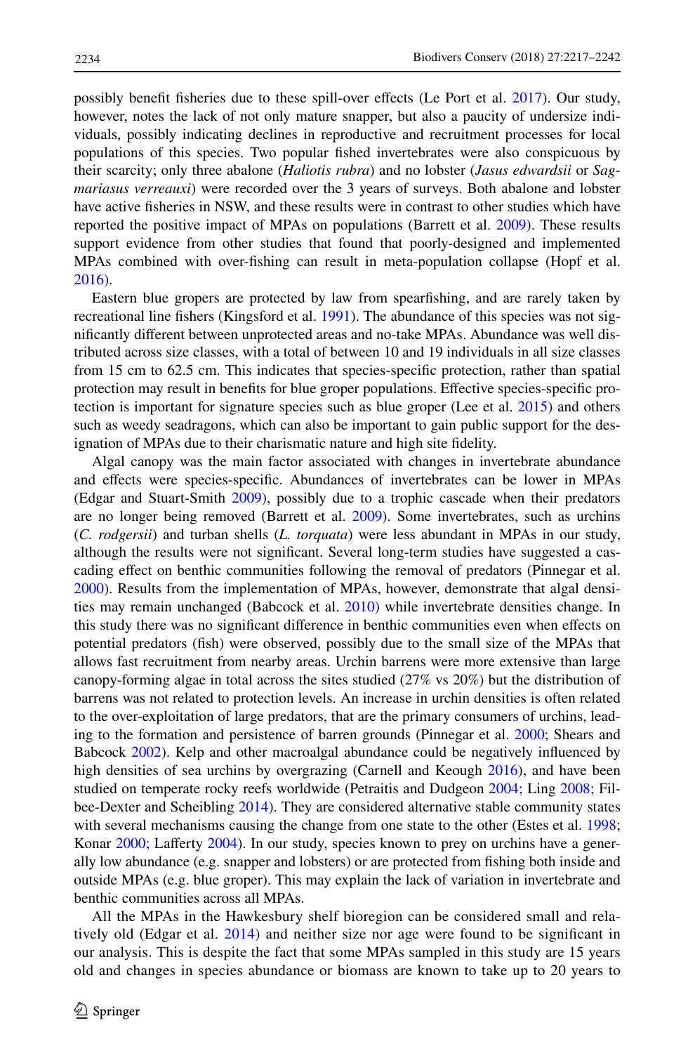possibly benefit fisheries due to these spill-over effects (Le Port et al. 2017). Our study, however, notes the lack of not only mature snapper, but also a paucity of undersize individuals, possibly indicating declines in reproductive and recruitment processes for local populations of this species. Two popular fished invertebrates were also conspicuous by their scarcity; only three abalone (*Haliotis rubra*) and no lobster (*Jasus edwardsii* or *Sagmariasus verreauxi*) were recorded over the 3 years of surveys. Both abalone and lobster have active fisheries in NSW, and these results were in contrast to other studies which have reported the positive impact of MPAs on populations (Barrett et al. 2009). These results support evidence from other studies that found that poorly-designed and implemented MPAs combined with over-fishing can result in meta-population collapse (Hopf et al. 2016).

Eastern blue gropers are protected by law from spearfishing, and are rarely taken by recreational line fishers (Kingsford et al. 1991). The abundance of this species was not significantly different between unprotected areas and no-take MPAs. Abundance was well distributed across size classes, with a total of between 10 and 19 individuals in all size classes from 15 cm to 62.5 cm. This indicates that species-specific protection, rather than spatial protection may result in benefits for blue groper populations. Effective species-specific protection is important for signature species such as blue groper (Lee et al. 2015) and others such as weedy seadragons, which can also be important to gain public support for the designation of MPAs due to their charismatic nature and high site fidelity.

Algal canopy was the main factor associated with changes in invertebrate abundance and effects were species-specific. Abundances of invertebrates can be lower in MPAs (Edgar and Stuart-Smith 2009), possibly due to a trophic cascade when their predators are no longer being removed (Barrett et al. 2009). Some invertebrates, such as urchins (*C. rodgersii*) and turban shells (*L. torquata*) were less abundant in MPAs in our study, although the results were not significant. Several long-term studies have suggested a cascading effect on benthic communities following the removal of predators (Pinnegar et al. 2000). Results from the implementation of MPAs, however, demonstrate that algal densities may remain unchanged (Babcock et al. 2010) while invertebrate densities change. In this study there was no significant difference in benthic communities even when effects on potential predators (fish) were observed, possibly due to the small size of the MPAs that allows fast recruitment from nearby areas. Urchin barrens were more extensive than large canopy-forming algae in total across the sites studied (27% vs 20%) but the distribution of barrens was not related to protection levels. An increase in urchin densities is often related to the over-exploitation of large predators, that are the primary consumers of urchins, leading to the formation and persistence of barren grounds (Pinnegar et al. 2000; Shears and Babcock 2002). Kelp and other macroalgal abundance could be negatively influenced by high densities of sea urchins by overgrazing (Carnell and Keough 2016), and have been studied on temperate rocky reefs worldwide (Petraitis and Dudgeon 2004; Ling 2008; Filbee-Dexter and Scheibling 2014). They are considered alternative stable community states with several mechanisms causing the change from one state to the other (Estes et al. 1998; Konar 2000; Lafferty 2004). In our study, species known to prey on urchins have a generally low abundance (e.g. snapper and lobsters) or are protected from fishing both inside and outside MPAs (e.g. blue groper). This may explain the lack of variation in invertebrate and benthic communities across all MPAs.

All the MPAs in the Hawkesbury shelf bioregion can be considered small and relatively old (Edgar et al. 2014) and neither size nor age were found to be significant in our analysis. This is despite the fact that some MPAs sampled in this study are 15 years old and changes in species abundance or biomass are known to take up to 20 years to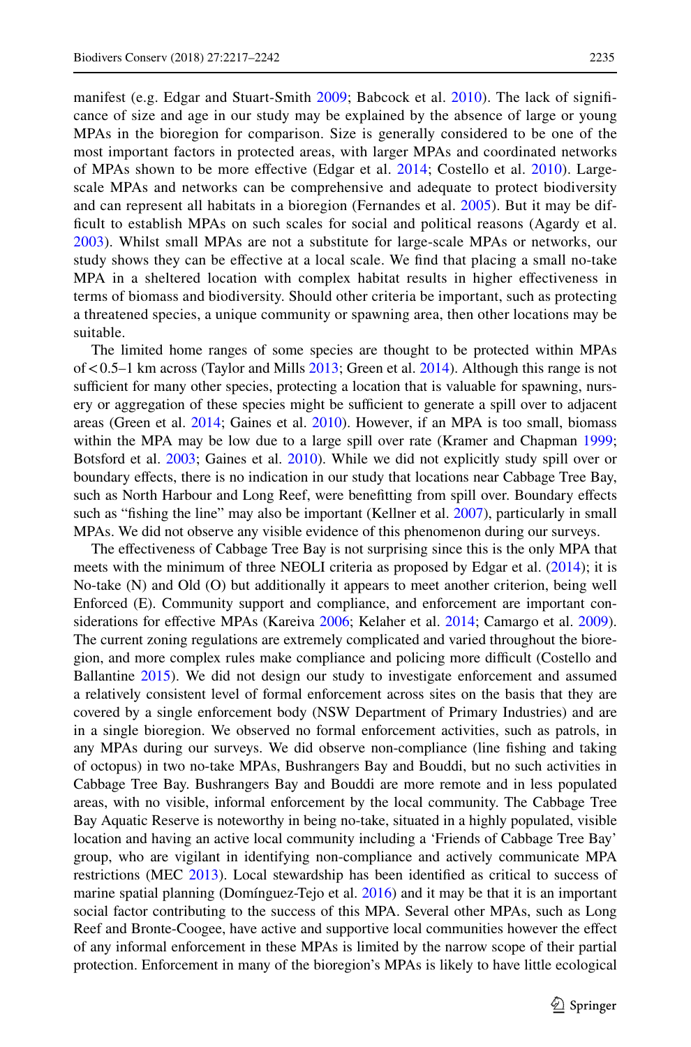manifest (e.g. Edgar and Stuart-Smith 2009; Babcock et al. 2010). The lack of significance of size and age in our study may be explained by the absence of large or young MPAs in the bioregion for comparison. Size is generally considered to be one of the most important factors in protected areas, with larger MPAs and coordinated networks of MPAs shown to be more effective (Edgar et al. 2014; Costello et al. 2010). Large-scale MPAs and networks can be comprehensive and adequate to protect biodiversity and can represent all habitats in a bioregion (Fernandes et al. 2005). But it may be difficult to establish MPAs on such scales for social and political reasons (Agardy et al. 2003). Whilst small MPAs are not a substitute for large-scale MPAs or networks, our study shows they can be effective at a local scale. We find that placing a small no-take MPA in a sheltered location with complex habitat results in higher effectiveness in terms of biomass and biodiversity. Should other criteria be important, such as protecting a threatened species, a unique community or spawning area, then other locations may be suitable.

The limited home ranges of some species are thought to be protected within MPAs of < 0.5–1 km across (Taylor and Mills 2013; Green et al. 2014). Although this range is not sufficient for many other species, protecting a location that is valuable for spawning, nursery or aggregation of these species might be sufficient to generate a spill over to adjacent areas (Green et al. 2014; Gaines et al. 2010). However, if an MPA is too small, biomass within the MPA may be low due to a large spill over rate (Kramer and Chapman 1999; Botsford et al. 2003; Gaines et al. 2010). While we did not explicitly study spill over or boundary effects, there is no indication in our study that locations near Cabbage Tree Bay, such as North Harbour and Long Reef, were benefitting from spill over. Boundary effects such as "fishing the line" may also be important (Kellner et al. 2007), particularly in small MPAs. We did not observe any visible evidence of this phenomenon during our surveys.

The effectiveness of Cabbage Tree Bay is not surprising since this is the only MPA that meets with the minimum of three NEOLI criteria as proposed by Edgar et al. (2014); it is No-take (N) and Old (O) but additionally it appears to meet another criterion, being well Enforced (E). Community support and compliance, and enforcement are important considerations for effective MPAs (Kareiva 2006; Kelaher et al. 2014; Camargo et al. 2009). The current zoning regulations are extremely complicated and varied throughout the bioregion, and more complex rules make compliance and policing more difficult (Costello and Ballantine 2015). We did not design our study to investigate enforcement and assumed a relatively consistent level of formal enforcement across sites on the basis that they are covered by a single enforcement body (NSW Department of Primary Industries) and are in a single bioregion. We observed no formal enforcement activities, such as patrols, in any MPAs during our surveys. We did observe non-compliance (line fishing and taking of octopus) in two no-take MPAs, Bushrangers Bay and Bouddi, but no such activities in Cabbage Tree Bay. Bushrangers Bay and Bouddi are more remote and in less populated areas, with no visible, informal enforcement by the local community. The Cabbage Tree Bay Aquatic Reserve is noteworthy in being no-take, situated in a highly populated, visible location and having an active local community including a 'Friends of Cabbage Tree Bay' group, who are vigilant in identifying non-compliance and actively communicate MPA restrictions (MEC 2013). Local stewardship has been identified as critical to success of marine spatial planning (Domínguez-Tejo et al. 2016) and it may be that it is an important social factor contributing to the success of this MPA. Several other MPAs, such as Long Reef and Bronte-Coogee, have active and supportive local communities however the effect of any informal enforcement in these MPAs is limited by the narrow scope of their partial protection. Enforcement in many of the bioregion's MPAs is likely to have little ecological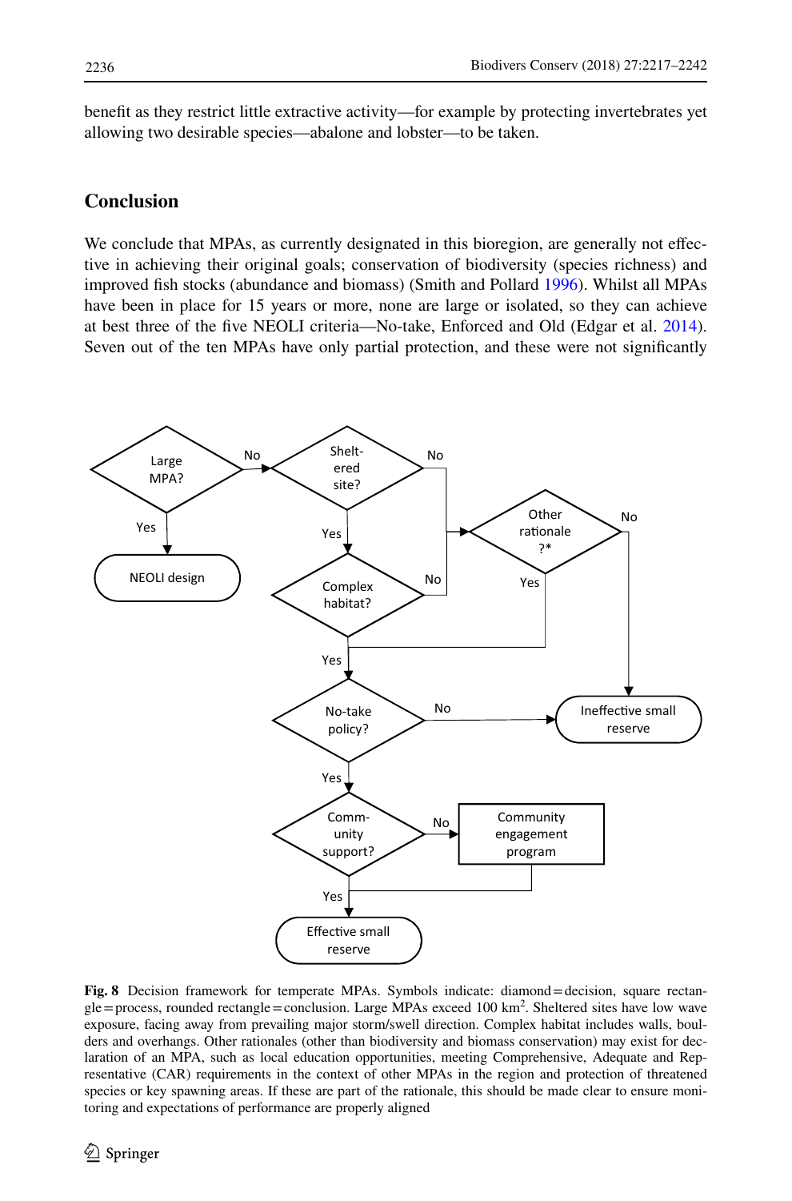benefit as they restrict little extractive activity—for example by protecting invertebrates yet allowing two desirable species—abalone and lobster—to be taken.

## Conclusion

We conclude that MPAs, as currently designated in this bioregion, are generally not effective in achieving their original goals; conservation of biodiversity (species richness) and improved fish stocks (abundance and biomass) (Smith and Pollard 1996). Whilst all MPAs have been in place for 15 years or more, none are large or isolated, so they can achieve at best three of the five NEOLI criteria—No-take, Enforced and Old (Edgar et al. 2014). Seven out of the ten MPAs have only partial protection, and these were not significantly

Large MPA?
No
Yes
NEOLI design
Shelt-ered site?
No
Yes
Other rationale ?*
No
Yes
Complex habitat?
No
Yes
No-take policy?
No
Ineffective small reserve
Yes
Comm-unity support?
No
Community engagement program
Yes
Effective small reserve

**Fig. 8** Decision framework for temperate MPAs. Symbols indicate: diamond = decision, square rectangle = process, rounded rectangle = conclusion. Large MPAs exceed 100 $km^2$. Sheltered sites have low wave exposure, facing away from prevailing major storm/swell direction. Complex habitat includes walls, boulders and overhangs. Other rationales (other than biodiversity and biomass conservation) may exist for declaration of an MPA, such as local education opportunities, meeting Comprehensive, Adequate and Representative (CAR) requirements in the context of other MPAs in the region and protection of threatened species or key spawning areas. If these are part of the rationale, this should be made clear to ensure monitoring and expectations of performance are properly aligned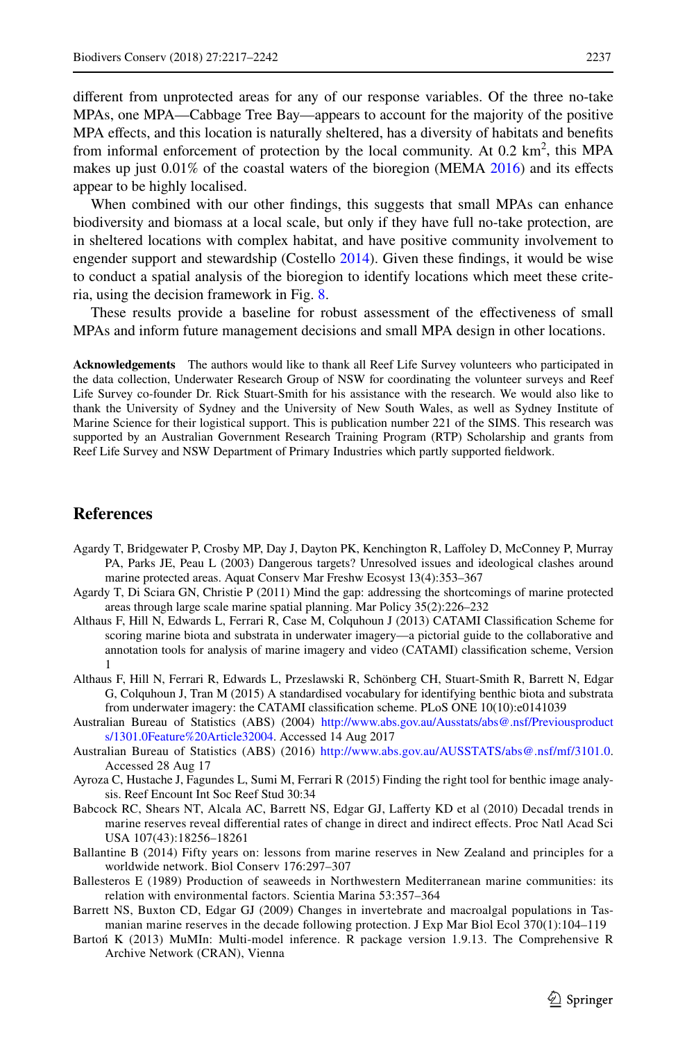different from unprotected areas for any of our response variables. Of the three no-take MPAs, one MPA—Cabbage Tree Bay—appears to account for the majority of the positive MPA effects, and this location is naturally sheltered, has a diversity of habitats and benefits from informal enforcement of protection by the local community. At 0.2 km$^2$, this MPA makes up just 0.01% of the coastal waters of the bioregion (MEMA 2016) and its effects appear to be highly localised.

When combined with our other findings, this suggests that small MPAs can enhance biodiversity and biomass at a local scale, but only if they have full no-take protection, are in sheltered locations with complex habitat, and have positive community involvement to engender support and stewardship (Costello 2014). Given these findings, it would be wise to conduct a spatial analysis of the bioregion to identify locations which meet these criteria, using the decision framework in Fig. 8.

These results provide a baseline for robust assessment of the effectiveness of small MPAs and inform future management decisions and small MPA design in other locations.

**Acknowledgements** The authors would like to thank all Reef Life Survey volunteers who participated in the data collection, Underwater Research Group of NSW for coordinating the volunteer surveys and Reef Life Survey co-founder Dr. Rick Stuart-Smith for his assistance with the research. We would also like to thank the University of Sydney and the University of New South Wales, as well as Sydney Institute of Marine Science for their logistical support. This is publication number 221 of the SIMS. This research was supported by an Australian Government Research Training Program (RTP) Scholarship and grants from Reef Life Survey and NSW Department of Primary Industries which partly supported fieldwork.

## References

Agardy T, Bridgewater P, Crosby MP, Day J, Dayton PK, Kenchington R, Laffoley D, McConney P, Murray PA, Parks JE, Peau L (2003) Dangerous targets? Unresolved issues and ideological clashes around marine protected areas. Aquat Conserv Mar Freshw Ecosyst 13(4):353–367

Agardy T, Di Sciara GN, Christie P (2011) Mind the gap: addressing the shortcomings of marine protected areas through large scale marine spatial planning. Mar Policy 35(2):226–232

Althaus F, Hill N, Edwards L, Ferrari R, Case M, Colquhoun J (2013) CATAMI Classification Scheme for scoring marine biota and substrata in underwater imagery—a pictorial guide to the collaborative and annotation tools for analysis of marine imagery and video (CATAMI) classification scheme, Version 1

Althaus F, Hill N, Ferrari R, Edwards L, Przeslawski R, Schönberg CH, Stuart-Smith R, Barrett N, Edgar G, Colquhoun J, Tran M (2015) A standardised vocabulary for identifying benthic biota and substrata from underwater imagery: the CATAMI classification scheme. PLoS ONE 10(10):e0141039

Australian Bureau of Statistics (ABS) (2004) http://www.abs.gov.au/Ausstats/abs@.nsf/Previousproducts/1301.0Feature%20Article32004. Accessed 14 Aug 2017

Australian Bureau of Statistics (ABS) (2016) http://www.abs.gov.au/AUSSTATS/abs@.nsf/mf/3101.0. Accessed 28 Aug 17

Ayroza C, Hustache J, Fagundes L, Sumi M, Ferrari R (2015) Finding the right tool for benthic image analysis. Reef Encount Int Soc Reef Stud 30:34

Babcock RC, Shears NT, Alcala AC, Barrett NS, Edgar GJ, Lafferty KD et al (2010) Decadal trends in marine reserves reveal differential rates of change in direct and indirect effects. Proc Natl Acad Sci USA 107(43):18256–18261

Ballantine B (2014) Fifty years on: lessons from marine reserves in New Zealand and principles for a worldwide network. Biol Conserv 176:297–307

Ballesteros E (1989) Production of seaweeds in Northwestern Mediterranean marine communities: its relation with environmental factors. Scientia Marina 53:357–364

Barrett NS, Buxton CD, Edgar GJ (2009) Changes in invertebrate and macroalgal populations in Tasmanian marine reserves in the decade following protection. J Exp Mar Biol Ecol 370(1):104–119

Bartoń K (2013) MuMIn: Multi-model inference. R package version 1.9.13. The Comprehensive R Archive Network (CRAN), Vienna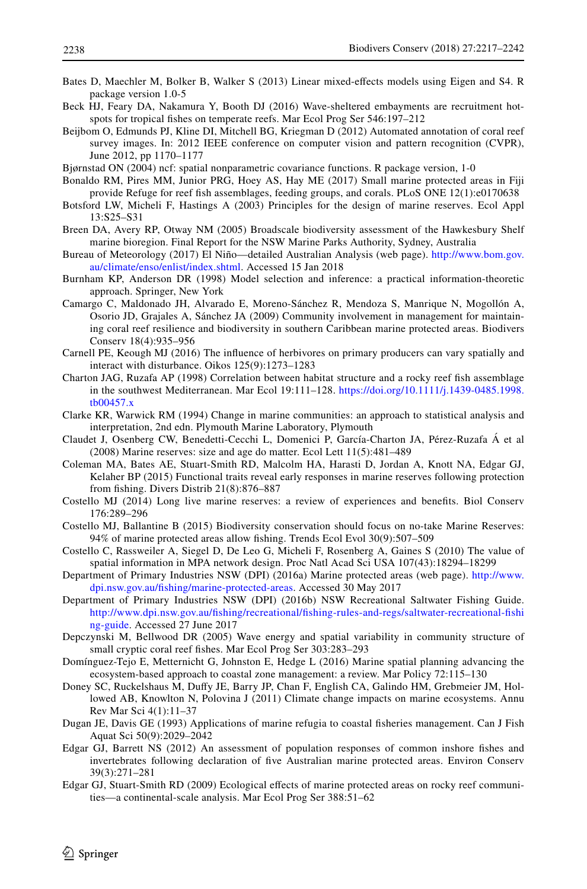Bates D, Maechler M, Bolker B, Walker S (2013) Linear mixed-effects models using Eigen and S4. R package version 1.0-5

Beck HJ, Feary DA, Nakamura Y, Booth DJ (2016) Wave-sheltered embayments are recruitment hotspots for tropical fishes on temperate reefs. Mar Ecol Prog Ser 546:197–212

Beijbom O, Edmunds PJ, Kline DI, Mitchell BG, Kriegman D (2012) Automated annotation of coral reef survey images. In: 2012 IEEE conference on computer vision and pattern recognition (CVPR), June 2012, pp 1170–1177

Bjørnstad ON (2004) ncf: spatial nonparametric covariance functions. R package version, 1-0

Bonaldo RM, Pires MM, Junior PRG, Hoey AS, Hay ME (2017) Small marine protected areas in Fiji provide Refuge for reef fish assemblages, feeding groups, and corals. PLoS ONE 12(1):e0170638

Botsford LW, Micheli F, Hastings A (2003) Principles for the design of marine reserves. Ecol Appl 13:S25–S31

Breen DA, Avery RP, Otway NM (2005) Broadscale biodiversity assessment of the Hawkesbury Shelf marine bioregion. Final Report for the NSW Marine Parks Authority, Sydney, Australia

Bureau of Meteorology (2017) El Niño—detailed Australian Analysis (web page). http://www.bom.gov.au/climate/enso/enlist/index.shtml. Accessed 15 Jan 2018

Burnham KP, Anderson DR (1998) Model selection and inference: a practical information-theoretic approach. Springer, New York

Camargo C, Maldonado JH, Alvarado E, Moreno-Sánchez R, Mendoza S, Manrique N, Mogollón A, Osorio JD, Grajales A, Sánchez JA (2009) Community involvement in management for maintaining coral reef resilience and biodiversity in southern Caribbean marine protected areas. Biodivers Conserv 18(4):935–956

Carnell PE, Keough MJ (2016) The influence of herbivores on primary producers can vary spatially and interact with disturbance. Oikos 125(9):1273–1283

Charton JAG, Ruzafa AP (1998) Correlation between habitat structure and a rocky reef fish assemblage in the southwest Mediterranean. Mar Ecol 19:111–128. https://doi.org/10.1111/j.1439-0485.1998.tb00457.x

Clarke KR, Warwick RM (1994) Change in marine communities: an approach to statistical analysis and interpretation, 2nd edn. Plymouth Marine Laboratory, Plymouth

Claudet J, Osenberg CW, Benedetti-Cecchi L, Domenici P, García-Charton JA, Pérez-Ruzafa Á et al (2008) Marine reserves: size and age do matter. Ecol Lett 11(5):481–489

Coleman MA, Bates AE, Stuart-Smith RD, Malcolm HA, Harasti D, Jordan A, Knott NA, Edgar GJ, Kelaher BP (2015) Functional traits reveal early responses in marine reserves following protection from fishing. Divers Distrib 21(8):876–887

Costello MJ (2014) Long live marine reserves: a review of experiences and benefits. Biol Conserv 176:289–296

Costello MJ, Ballantine B (2015) Biodiversity conservation should focus on no-take Marine Reserves: 94% of marine protected areas allow fishing. Trends Ecol Evol 30(9):507–509

Costello C, Rassweiler A, Siegel D, De Leo G, Micheli F, Rosenberg A, Gaines S (2010) The value of spatial information in MPA network design. Proc Natl Acad Sci USA 107(43):18294–18299

Department of Primary Industries NSW (DPI) (2016a) Marine protected areas (web page). http://www.dpi.nsw.gov.au/fishing/marine-protected-areas. Accessed 30 May 2017

Department of Primary Industries NSW (DPI) (2016b) NSW Recreational Saltwater Fishing Guide. http://www.dpi.nsw.gov.au/fishing/recreational/fishing-rules-and-regs/saltwater-recreational-fishing-guide. Accessed 27 June 2017

Depczynski M, Bellwood DR (2005) Wave energy and spatial variability in community structure of small cryptic coral reef fishes. Mar Ecol Prog Ser 303:283–293

Domínguez-Tejo E, Metternicht G, Johnston E, Hedge L (2016) Marine spatial planning advancing the ecosystem-based approach to coastal zone management: a review. Mar Policy 72:115–130

Doney SC, Ruckelshaus M, Duffy JE, Barry JP, Chan F, English CA, Galindo HM, Grebmeier JM, Hollowed AB, Knowlton N, Polovina J (2011) Climate change impacts on marine ecosystems. Annu Rev Mar Sci 4(1):11–37

Dugan JE, Davis GE (1993) Applications of marine refugia to coastal fisheries management. Can J Fish Aquat Sci 50(9):2029–2042

Edgar GJ, Barrett NS (2012) An assessment of population responses of common inshore fishes and invertebrates following declaration of five Australian marine protected areas. Environ Conserv 39(3):271–281

Edgar GJ, Stuart-Smith RD (2009) Ecological effects of marine protected areas on rocky reef communities—a continental-scale analysis. Mar Ecol Prog Ser 388:51–62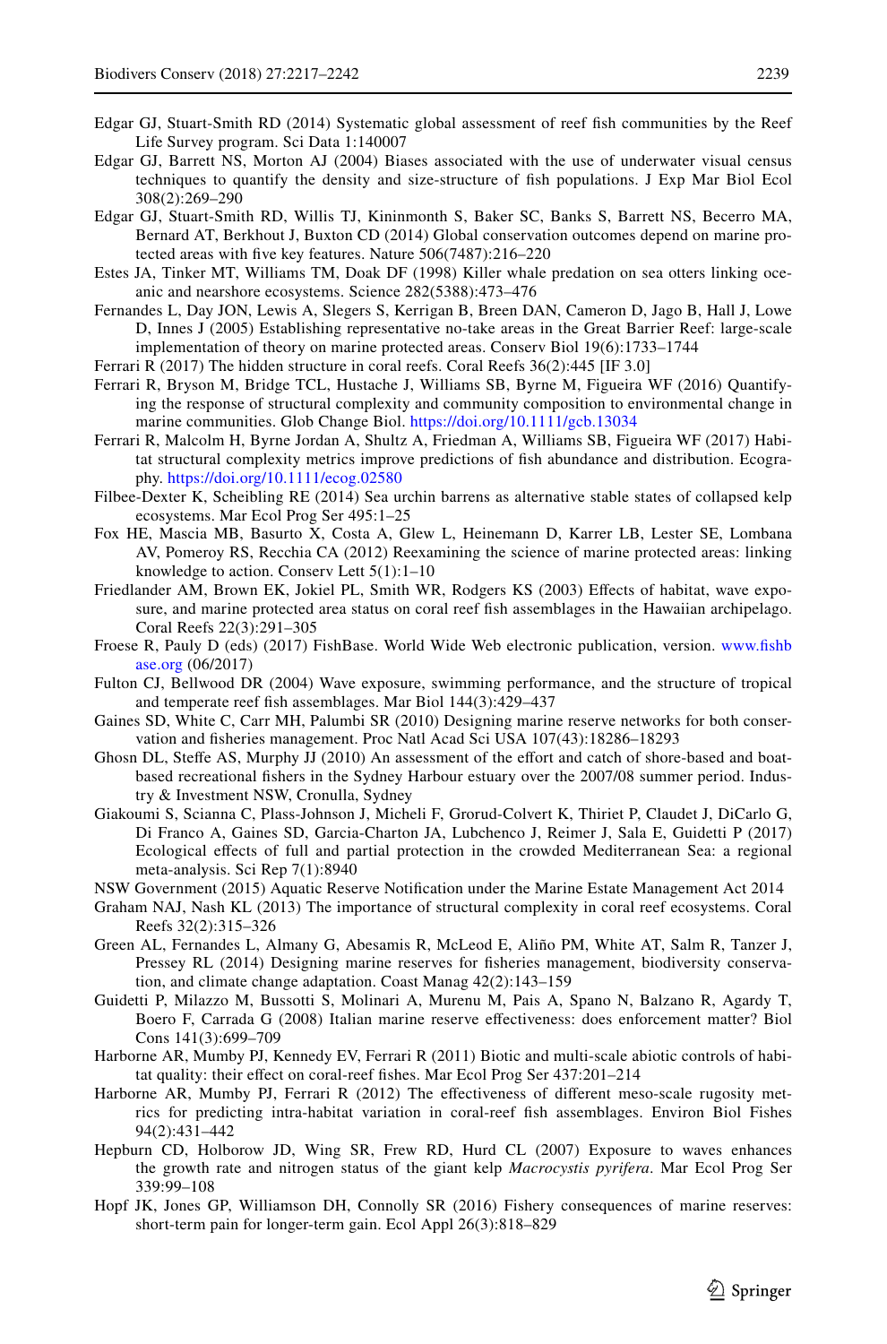Edgar GJ, Stuart-Smith RD (2014) Systematic global assessment of reef fish communities by the Reef Life Survey program. Sci Data 1:140007

Edgar GJ, Barrett NS, Morton AJ (2004) Biases associated with the use of underwater visual census techniques to quantify the density and size-structure of fish populations. J Exp Mar Biol Ecol 308(2):269–290

Edgar GJ, Stuart-Smith RD, Willis TJ, Kininmonth S, Baker SC, Banks S, Barrett NS, Becerro MA, Bernard AT, Berkhout J, Buxton CD (2014) Global conservation outcomes depend on marine protected areas with five key features. Nature 506(7487):216–220

Estes JA, Tinker MT, Williams TM, Doak DF (1998) Killer whale predation on sea otters linking oceanic and nearshore ecosystems. Science 282(5388):473–476

Fernandes L, Day JON, Lewis A, Slegers S, Kerrigan B, Breen DAN, Cameron D, Jago B, Hall J, Lowe D, Innes J (2005) Establishing representative no-take areas in the Great Barrier Reef: large-scale implementation of theory on marine protected areas. Conserv Biol 19(6):1733–1744

Ferrari R (2017) The hidden structure in coral reefs. Coral Reefs 36(2):445 [IF 3.0]

Ferrari R, Bryson M, Bridge TCL, Hustache J, Williams SB, Byrne M, Figueira WF (2016) Quantifying the response of structural complexity and community composition to environmental change in marine communities. Glob Change Biol. https://doi.org/10.1111/gcb.13034

Ferrari R, Malcolm H, Byrne Jordan A, Shultz A, Friedman A, Williams SB, Figueira WF (2017) Habitat structural complexity metrics improve predictions of fish abundance and distribution. Ecography. https://doi.org/10.1111/ecog.02580

Filbee-Dexter K, Scheibling RE (2014) Sea urchin barrens as alternative stable states of collapsed kelp ecosystems. Mar Ecol Prog Ser 495:1–25

Fox HE, Mascia MB, Basurto X, Costa A, Glew L, Heinemann D, Karrer LB, Lester SE, Lombana AV, Pomeroy RS, Recchia CA (2012) Reexamining the science of marine protected areas: linking knowledge to action. Conserv Lett 5(1):1–10

Friedlander AM, Brown EK, Jokiel PL, Smith WR, Rodgers KS (2003) Effects of habitat, wave exposure, and marine protected area status on coral reef fish assemblages in the Hawaiian archipelago. Coral Reefs 22(3):291–305

Froese R, Pauly D (eds) (2017) FishBase. World Wide Web electronic publication, version. www.fishbase.org (06/2017)

Fulton CJ, Bellwood DR (2004) Wave exposure, swimming performance, and the structure of tropical and temperate reef fish assemblages. Mar Biol 144(3):429–437

Gaines SD, White C, Carr MH, Palumbi SR (2010) Designing marine reserve networks for both conservation and fisheries management. Proc Natl Acad Sci USA 107(43):18286–18293

Ghosn DL, Steffe AS, Murphy JJ (2010) An assessment of the effort and catch of shore-based and boat-based recreational fishers in the Sydney Harbour estuary over the 2007/08 summer period. Industry & Investment NSW, Cronulla, Sydney

Giakoumi S, Scianna C, Plass-Johnson J, Micheli F, Grorud-Colvert K, Thiriet P, Claudet J, DiCarlo G, Di Franco A, Gaines SD, Garcia-Charton JA, Lubchenco J, Reimer J, Sala E, Guidetti P (2017) Ecological effects of full and partial protection in the crowded Mediterranean Sea: a regional meta-analysis. Sci Rep 7(1):8940

NSW Government (2015) Aquatic Reserve Notification under the Marine Estate Management Act 2014

Graham NAJ, Nash KL (2013) The importance of structural complexity in coral reef ecosystems. Coral Reefs 32(2):315–326

Green AL, Fernandes L, Almany G, Abesamis R, McLeod E, Aliño PM, White AT, Salm R, Tanzer J, Pressey RL (2014) Designing marine reserves for fisheries management, biodiversity conservation, and climate change adaptation. Coast Manag 42(2):143–159

Guidetti P, Milazzo M, Bussotti S, Molinari A, Murenu M, Pais A, Spano N, Balzano R, Agardy T, Boero F, Carrada G (2008) Italian marine reserve effectiveness: does enforcement matter? Biol Cons 141(3):699–709

Harborne AR, Mumby PJ, Kennedy EV, Ferrari R (2011) Biotic and multi-scale abiotic controls of habitat quality: their effect on coral-reef fishes. Mar Ecol Prog Ser 437:201–214

Harborne AR, Mumby PJ, Ferrari R (2012) The effectiveness of different meso-scale rugosity metrics for predicting intra-habitat variation in coral-reef fish assemblages. Environ Biol Fishes 94(2):431–442

Hepburn CD, Holborow JD, Wing SR, Frew RD, Hurd CL (2007) Exposure to waves enhances the growth rate and nitrogen status of the giant kelp *Macrocystis pyrifera*. Mar Ecol Prog Ser 339:99–108

Hopf JK, Jones GP, Williamson DH, Connolly SR (2016) Fishery consequences of marine reserves: short-term pain for longer-term gain. Ecol Appl 26(3):818–829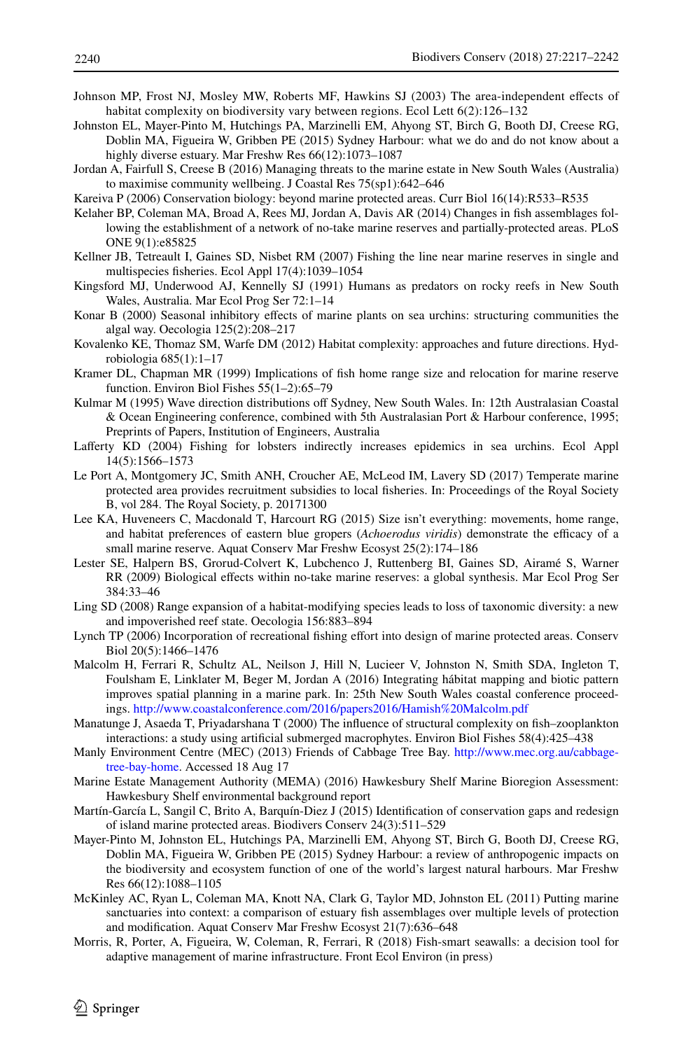Johnson MP, Frost NJ, Mosley MW, Roberts MF, Hawkins SJ (2003) The area-independent effects of habitat complexity on biodiversity vary between regions. Ecol Lett 6(2):126–132

Johnston EL, Mayer-Pinto M, Hutchings PA, Marzinelli EM, Ahyong ST, Birch G, Booth DJ, Creese RG, Doblin MA, Figueira W, Gribben PE (2015) Sydney Harbour: what we do and do not know about a highly diverse estuary. Mar Freshw Res 66(12):1073–1087

Jordan A, Fairfull S, Creese B (2016) Managing threats to the marine estate in New South Wales (Australia) to maximise community wellbeing. J Coastal Res 75(sp1):642–646

Kareiva P (2006) Conservation biology: beyond marine protected areas. Curr Biol 16(14):R533–R535

Kelaher BP, Coleman MA, Broad A, Rees MJ, Jordan A, Davis AR (2014) Changes in fish assemblages following the establishment of a network of no-take marine reserves and partially-protected areas. PLoS ONE 9(1):e85825

Kellner JB, Tetreault I, Gaines SD, Nisbet RM (2007) Fishing the line near marine reserves in single and multispecies fisheries. Ecol Appl 17(4):1039–1054

Kingsford MJ, Underwood AJ, Kennelly SJ (1991) Humans as predators on rocky reefs in New South Wales, Australia. Mar Ecol Prog Ser 72:1–14

Konar B (2000) Seasonal inhibitory effects of marine plants on sea urchins: structuring communities the algal way. Oecologia 125(2):208–217

Kovalenko KE, Thomaz SM, Warfe DM (2012) Habitat complexity: approaches and future directions. Hydrobiologia 685(1):1–17

Kramer DL, Chapman MR (1999) Implications of fish home range size and relocation for marine reserve function. Environ Biol Fishes 55(1–2):65–79

Kulmar M (1995) Wave direction distributions off Sydney, New South Wales. In: 12th Australasian Coastal & Ocean Engineering conference, combined with 5th Australasian Port & Harbour conference, 1995; Preprints of Papers, Institution of Engineers, Australia

Lafferty KD (2004) Fishing for lobsters indirectly increases epidemics in sea urchins. Ecol Appl 14(5):1566–1573

Le Port A, Montgomery JC, Smith ANH, Croucher AE, McLeod IM, Lavery SD (2017) Temperate marine protected area provides recruitment subsidies to local fisheries. In: Proceedings of the Royal Society B, vol 284. The Royal Society, p. 20171300

Lee KA, Huveneers C, Macdonald T, Harcourt RG (2015) Size isn't everything: movements, home range, and habitat preferences of eastern blue gropers (*Achoerodus viridis*) demonstrate the efficacy of a small marine reserve. Aquat Conserv Mar Freshw Ecosyst 25(2):174–186

Lester SE, Halpern BS, Grorud-Colvert K, Lubchenco J, Ruttenberg BI, Gaines SD, Airamé S, Warner RR (2009) Biological effects within no-take marine reserves: a global synthesis. Mar Ecol Prog Ser 384:33–46

Ling SD (2008) Range expansion of a habitat-modifying species leads to loss of taxonomic diversity: a new and impoverished reef state. Oecologia 156:883–894

Lynch TP (2006) Incorporation of recreational fishing effort into design of marine protected areas. Conserv Biol 20(5):1466–1476

Malcolm H, Ferrari R, Schultz AL, Neilson J, Hill N, Lucieer V, Johnston N, Smith SDA, Ingleton T, Foulsham E, Linklater M, Beger M, Jordan A (2016) Integrating hábitat mapping and biotic pattern improves spatial planning in a marine park. In: 25th New South Wales coastal conference proceedings. http://www.coastalconference.com/2016/papers2016/Hamish%20Malcolm.pdf

Manatunge J, Asaeda T, Priyadarshana T (2000) The influence of structural complexity on fish–zooplankton interactions: a study using artificial submerged macrophytes. Environ Biol Fishes 58(4):425–438

Manly Environment Centre (MEC) (2013) Friends of Cabbage Tree Bay. http://www.mec.org.au/cabbage-tree-bay-home. Accessed 18 Aug 17

Marine Estate Management Authority (MEMA) (2016) Hawkesbury Shelf Marine Bioregion Assessment: Hawkesbury Shelf environmental background report

Martín-García L, Sangil C, Brito A, Barquín-Diez J (2015) Identification of conservation gaps and redesign of island marine protected areas. Biodivers Conserv 24(3):511–529

Mayer-Pinto M, Johnston EL, Hutchings PA, Marzinelli EM, Ahyong ST, Birch G, Booth DJ, Creese RG, Doblin MA, Figueira W, Gribben PE (2015) Sydney Harbour: a review of anthropogenic impacts on the biodiversity and ecosystem function of one of the world's largest natural harbours. Mar Freshw Res 66(12):1088–1105

McKinley AC, Ryan L, Coleman MA, Knott NA, Clark G, Taylor MD, Johnston EL (2011) Putting marine sanctuaries into context: a comparison of estuary fish assemblages over multiple levels of protection and modification. Aquat Conserv Mar Freshw Ecosyst 21(7):636–648

Morris, R, Porter, A, Figueira, W, Coleman, R, Ferrari, R (2018) Fish-smart seawalls: a decision tool for adaptive management of marine infrastructure. Front Ecol Environ (in press)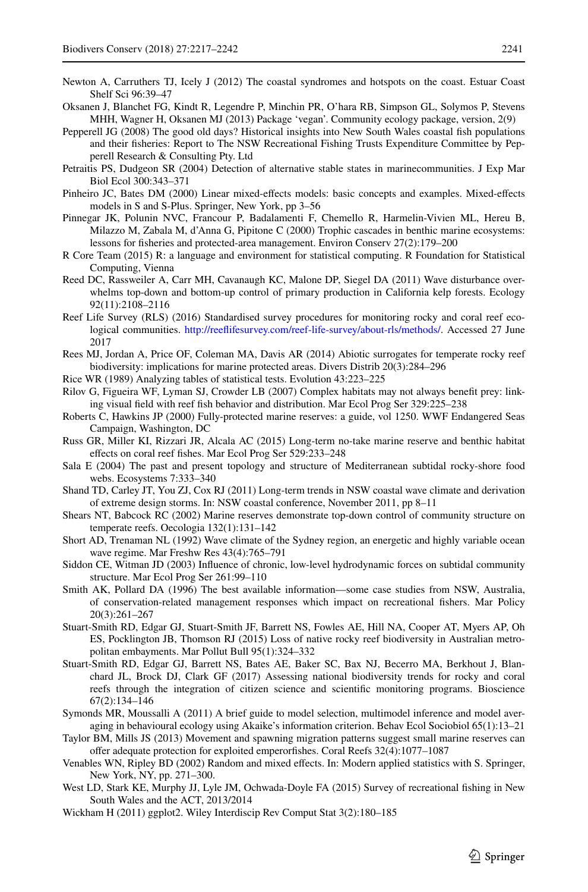Newton A, Carruthers TJ, Icely J (2012) The coastal syndromes and hotspots on the coast. Estuar Coast Shelf Sci 96:39–47

Oksanen J, Blanchet FG, Kindt R, Legendre P, Minchin PR, O'hara RB, Simpson GL, Solymos P, Stevens MHH, Wagner H, Oksanen MJ (2013) Package 'vegan'. Community ecology package, version, 2(9)

Pepperell JG (2008) The good old days? Historical insights into New South Wales coastal fish populations and their fisheries: Report to The NSW Recreational Fishing Trusts Expenditure Committee by Pepperell Research & Consulting Pty. Ltd

Petraitis PS, Dudgeon SR (2004) Detection of alternative stable states in marinecommunities. J Exp Mar Biol Ecol 300:343–371

Pinheiro JC, Bates DM (2000) Linear mixed-effects models: basic concepts and examples. Mixed-effects models in S and S-Plus. Springer, New York, pp 3–56

Pinnegar JK, Polunin NVC, Francour P, Badalamenti F, Chemello R, Harmelin-Vivien ML, Hereu B, Milazzo M, Zabala M, d'Anna G, Pipitone C (2000) Trophic cascades in benthic marine ecosystems: lessons for fisheries and protected-area management. Environ Conserv 27(2):179–200

R Core Team (2015) R: a language and environment for statistical computing. R Foundation for Statistical Computing, Vienna

Reed DC, Rassweiler A, Carr MH, Cavanaugh KC, Malone DP, Siegel DA (2011) Wave disturbance overwhelms top-down and bottom-up control of primary production in California kelp forests. Ecology 92(11):2108–2116

Reef Life Survey (RLS) (2016) Standardised survey procedures for monitoring rocky and coral reef ecological communities. http://reeflifesurvey.com/reef-life-survey/about-rls/methods/. Accessed 27 June 2017

Rees MJ, Jordan A, Price OF, Coleman MA, Davis AR (2014) Abiotic surrogates for temperate rocky reef biodiversity: implications for marine protected areas. Divers Distrib 20(3):284–296

Rice WR (1989) Analyzing tables of statistical tests. Evolution 43:223–225

Rilov G, Figueira WF, Lyman SJ, Crowder LB (2007) Complex habitats may not always benefit prey: linking visual field with reef fish behavior and distribution. Mar Ecol Prog Ser 329:225–238

Roberts C, Hawkins JP (2000) Fully-protected marine reserves: a guide, vol 1250. WWF Endangered Seas Campaign, Washington, DC

Russ GR, Miller KI, Rizzari JR, Alcala AC (2015) Long-term no-take marine reserve and benthic habitat effects on coral reef fishes. Mar Ecol Prog Ser 529:233–248

Sala E (2004) The past and present topology and structure of Mediterranean subtidal rocky-shore food webs. Ecosystems 7:333–340

Shand TD, Carley JT, You ZJ, Cox RJ (2011) Long-term trends in NSW coastal wave climate and derivation of extreme design storms. In: NSW coastal conference, November 2011, pp 8–11

Shears NT, Babcock RC (2002) Marine reserves demonstrate top-down control of community structure on temperate reefs. Oecologia 132(1):131–142

Short AD, Trenaman NL (1992) Wave climate of the Sydney region, an energetic and highly variable ocean wave regime. Mar Freshw Res 43(4):765–791

Siddon CE, Witman JD (2003) Influence of chronic, low-level hydrodynamic forces on subtidal community structure. Mar Ecol Prog Ser 261:99–110

Smith AK, Pollard DA (1996) The best available information—some case studies from NSW, Australia, of conservation-related management responses which impact on recreational fishers. Mar Policy 20(3):261–267

Stuart-Smith RD, Edgar GJ, Stuart-Smith JF, Barrett NS, Fowles AE, Hill NA, Cooper AT, Myers AP, Oh ES, Pocklington JB, Thomson RJ (2015) Loss of native rocky reef biodiversity in Australian metropolitan embayments. Mar Pollut Bull 95(1):324–332

Stuart-Smith RD, Edgar GJ, Barrett NS, Bates AE, Baker SC, Bax NJ, Becerro MA, Berkhout J, Blanchard JL, Brock DJ, Clark GF (2017) Assessing national biodiversity trends for rocky and coral reefs through the integration of citizen science and scientific monitoring programs. Bioscience 67(2):134–146

Symonds MR, Moussalli A (2011) A brief guide to model selection, multimodel inference and model averaging in behavioural ecology using Akaike's information criterion. Behav Ecol Sociobiol 65(1):13–21

Taylor BM, Mills JS (2013) Movement and spawning migration patterns suggest small marine reserves can offer adequate protection for exploited emperorfishes. Coral Reefs 32(4):1077–1087

Venables WN, Ripley BD (2002) Random and mixed effects. In: Modern applied statistics with S. Springer, New York, NY, pp. 271–300.

West LD, Stark KE, Murphy JJ, Lyle JM, Ochwada-Doyle FA (2015) Survey of recreational fishing in New South Wales and the ACT, 2013/2014

Wickham H (2011) ggplot2. Wiley Interdiscip Rev Comput Stat 3(2):180–185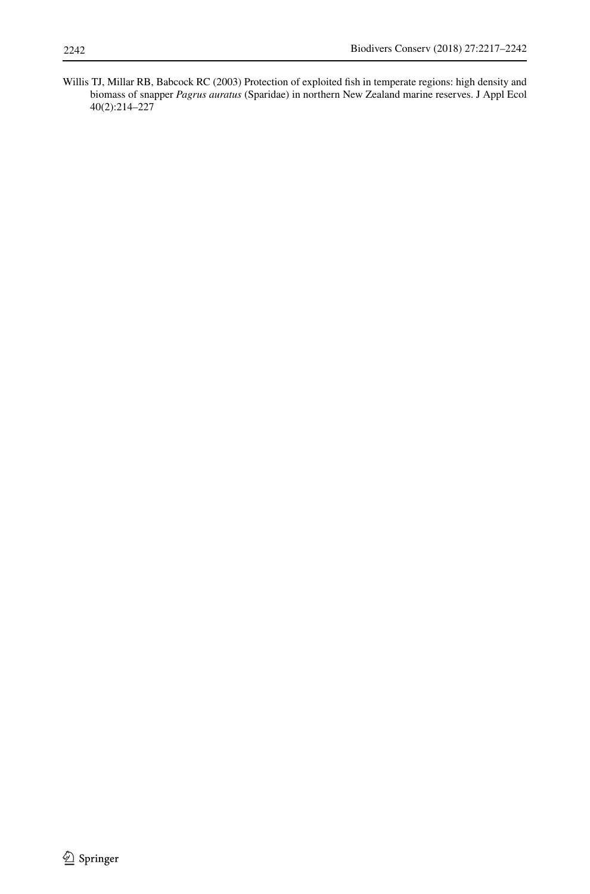Willis TJ, Millar RB, Babcock RC (2003) Protection of exploited fish in temperate regions: high density and biomass of snapper *Pagrus auratus* (Sparidae) in northern New Zealand marine reserves. J Appl Ecol 40(2):214–227